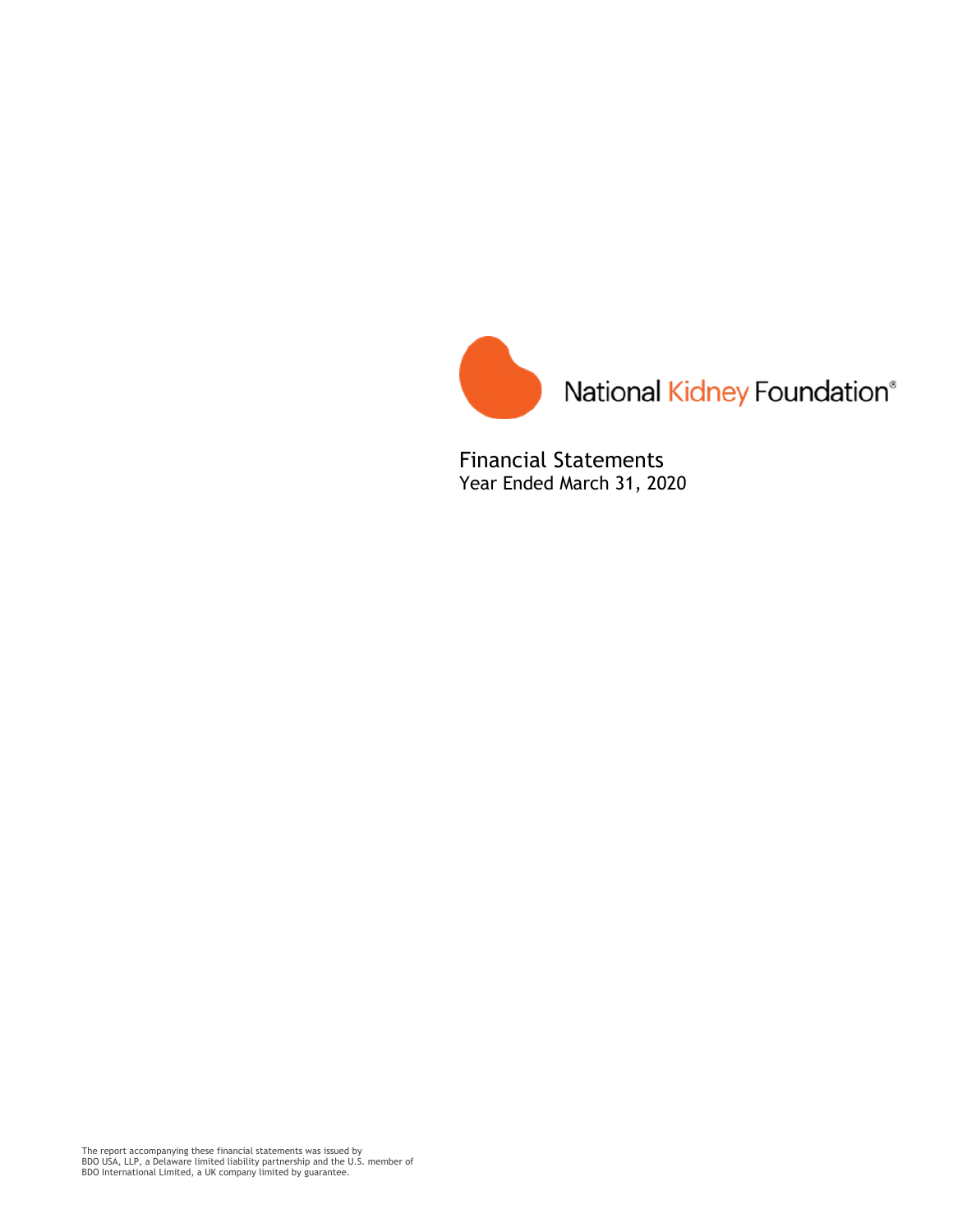National Kidney Foundation®

# Financial Statements

Year Ended March 31, 2020

The report accompanying these financial statements was issued by BDO USA, LLP, a Delaware limited liability partnership and the U.S. member of BDO International Limited, a UK company limited by guarantee.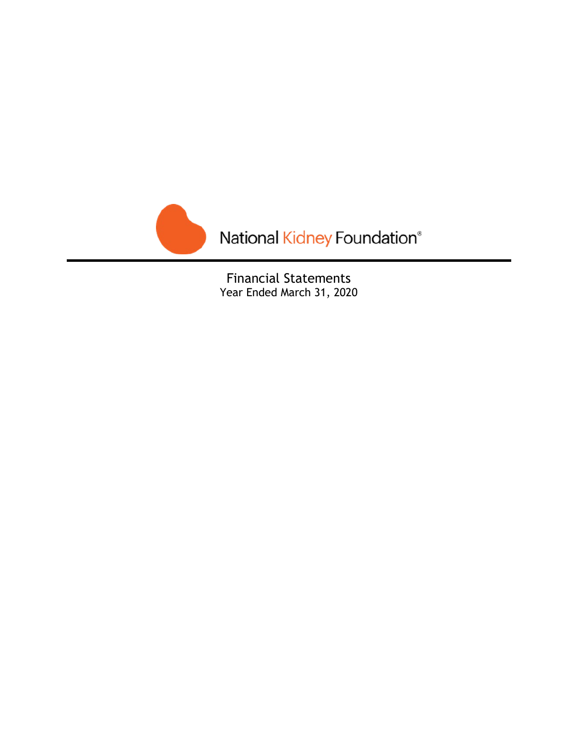National Kidney Foundation®

# Financial Statements

Year Ended March 31, 2020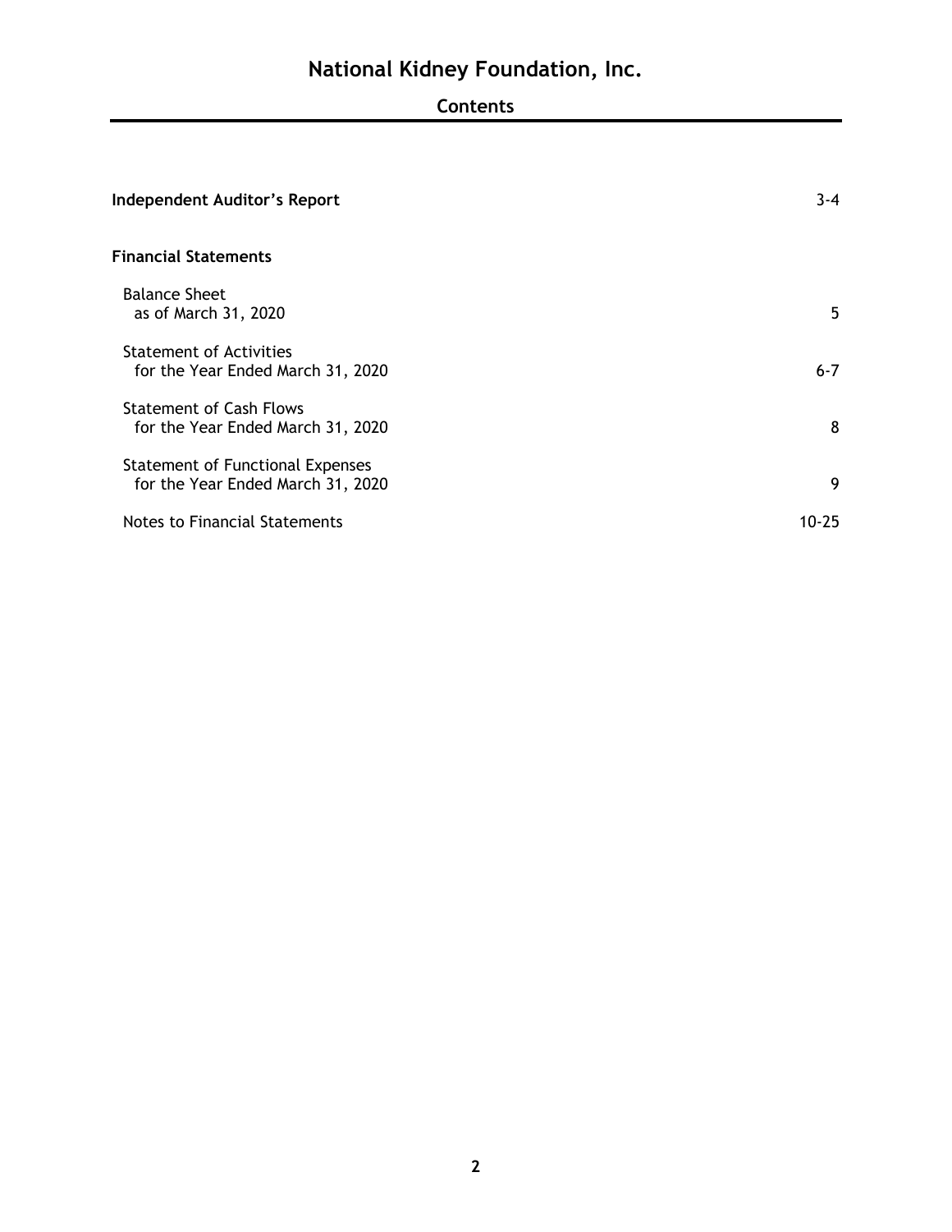# National Kidney Foundation, Inc.

## Contents

| | |
|---|---|
| **Independent Auditor's Report** | 3-4 |
| **Financial Statements** | |
| Balance Sheet<br>as of March 31, 2020 | 5 |
| Statement of Activities<br>for the Year Ended March 31, 2020 | 6-7 |
| Statement of Cash Flows<br>for the Year Ended March 31, 2020 | 8 |
| Statement of Functional Expenses<br>for the Year Ended March 31, 2020 | 9 |
| Notes to Financial Statements | 10-25 |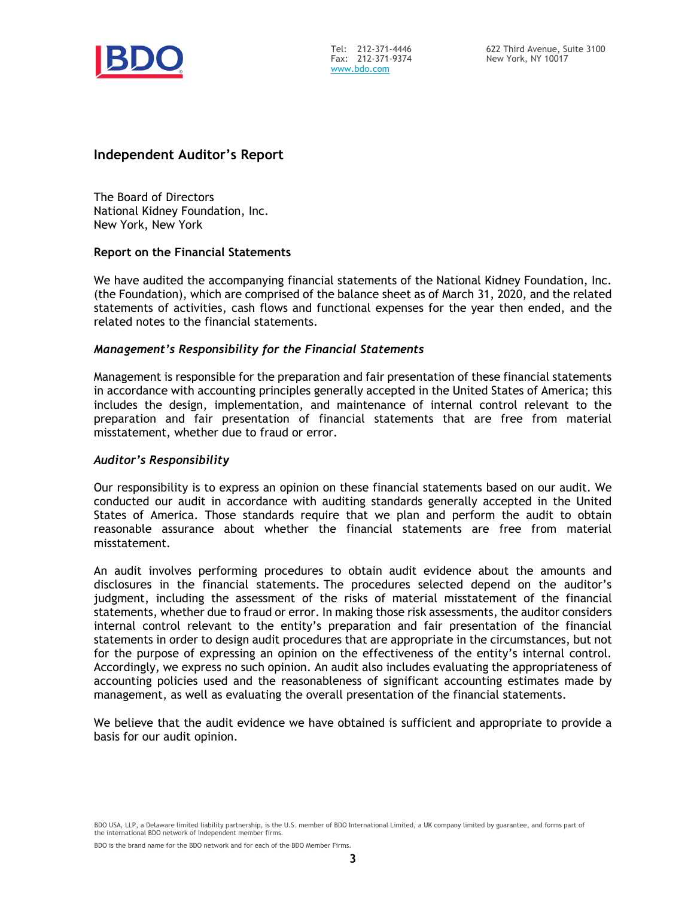Tel: 212-371-4446
Fax: 212-371-9374
www.bdo.com

622 Third Avenue, Suite 3100
New York, NY 10017

## Independent Auditor's Report

The Board of Directors
National Kidney Foundation, Inc.
New York, New York

### Report on the Financial Statements

We have audited the accompanying financial statements of the National Kidney Foundation, Inc. (the Foundation), which are comprised of the balance sheet as of March 31, 2020, and the related statements of activities, cash flows and functional expenses for the year then ended, and the related notes to the financial statements.

### *Management's Responsibility for the Financial Statements*

Management is responsible for the preparation and fair presentation of these financial statements in accordance with accounting principles generally accepted in the United States of America; this includes the design, implementation, and maintenance of internal control relevant to the preparation and fair presentation of financial statements that are free from material misstatement, whether due to fraud or error.

### *Auditor's Responsibility*

Our responsibility is to express an opinion on these financial statements based on our audit. We conducted our audit in accordance with auditing standards generally accepted in the United States of America. Those standards require that we plan and perform the audit to obtain reasonable assurance about whether the financial statements are free from material misstatement.

An audit involves performing procedures to obtain audit evidence about the amounts and disclosures in the financial statements. The procedures selected depend on the auditor's judgment, including the assessment of the risks of material misstatement of the financial statements, whether due to fraud or error. In making those risk assessments, the auditor considers internal control relevant to the entity's preparation and fair presentation of the financial statements in order to design audit procedures that are appropriate in the circumstances, but not for the purpose of expressing an opinion on the effectiveness of the entity's internal control. Accordingly, we express no such opinion. An audit also includes evaluating the appropriateness of accounting policies used and the reasonableness of significant accounting estimates made by management, as well as evaluating the overall presentation of the financial statements.

We believe that the audit evidence we have obtained is sufficient and appropriate to provide a basis for our audit opinion.

BDO USA, LLP, a Delaware limited liability partnership, is the U.S. member of BDO International Limited, a UK company limited by guarantee, and forms part of the international BDO network of independent member firms.

BDO is the brand name for the BDO network and for each of the BDO Member Firms.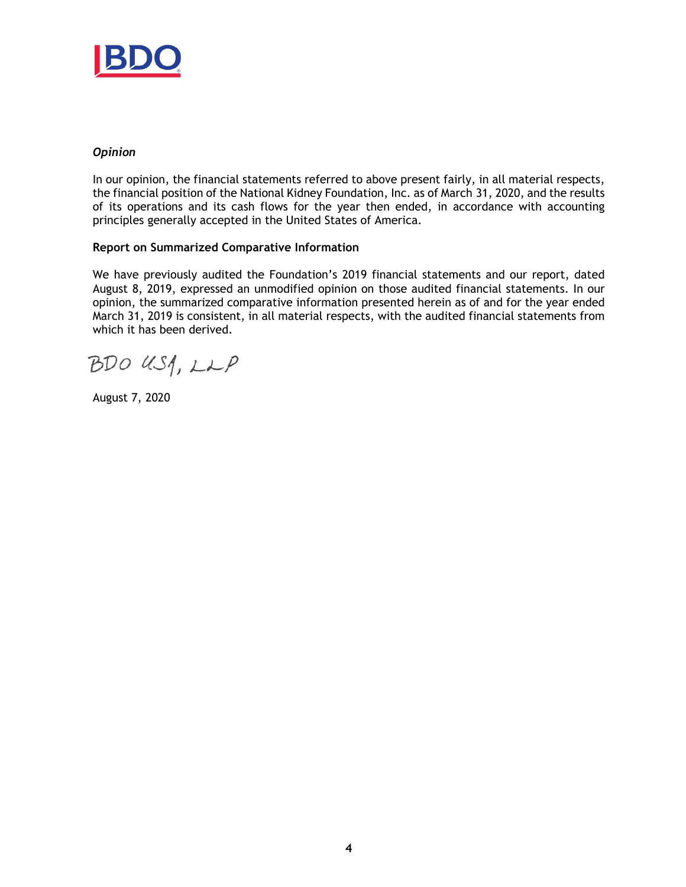### *Opinion*

In our opinion, the financial statements referred to above present fairly, in all material respects, the financial position of the National Kidney Foundation, Inc. as of March 31, 2020, and the results of its operations and its cash flows for the year then ended, in accordance with accounting principles generally accepted in the United States of America.

### Report on Summarized Comparative Information

We have previously audited the Foundation's 2019 financial statements and our report, dated August 8, 2019, expressed an unmodified opinion on those audited financial statements. In our opinion, the summarized comparative information presented herein as of and for the year ended March 31, 2019 is consistent, in all material respects, with the audited financial statements from which it has been derived.

BDO USA, LLP

August 7, 2020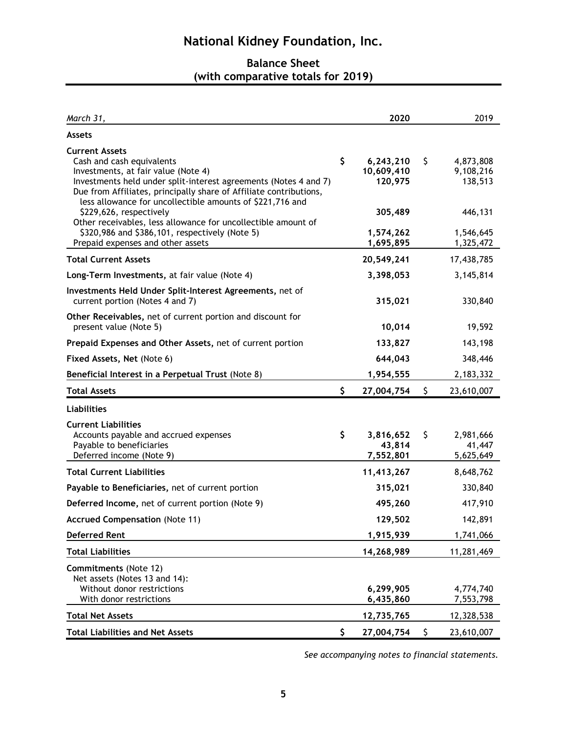# National Kidney Foundation, Inc.

## Balance Sheet
## (with comparative totals for 2019)

| *March 31,* | 2020 | 2019 |
|---|---|---|
| **Assets** | | |
| **Current Assets** | | |
| Cash and cash equivalents | $ 6,243,210 | $ 4,873,808 |
| Investments, at fair value (Note 4) | 10,609,410 | 9,108,216 |
| Investments held under split-interest agreements (Notes 4 and 7) | 120,975 | 138,513 |
| Due from Affiliates, principally share of Affiliate contributions, less allowance for uncollectible amounts of $221,716 and $229,626, respectively | 305,489 | 446,131 |
| Other receivables, less allowance for uncollectible amount of $320,986 and $386,101, respectively (Note 5) | 1,574,262 | 1,546,645 |
| Prepaid expenses and other assets | 1,695,895 | 1,325,472 |
| **Total Current Assets** | 20,549,241 | 17,438,785 |
| **Long-Term Investments,** at fair value (Note 4) | 3,398,053 | 3,145,814 |
| **Investments Held Under Split-Interest Agreements,** net of current portion (Notes 4 and 7) | 315,021 | 330,840 |
| **Other Receivables,** net of current portion and discount for present value (Note 5) | 10,014 | 19,592 |
| **Prepaid Expenses and Other Assets,** net of current portion | 133,827 | 143,198 |
| **Fixed Assets, Net** (Note 6) | 644,043 | 348,446 |
| **Beneficial Interest in a Perpetual Trust** (Note 8) | 1,954,555 | 2,183,332 |
| **Total Assets** | $ 27,004,754 | $ 23,610,007 |
| **Liabilities** | | |
| **Current Liabilities** | | |
| Accounts payable and accrued expenses | $ 3,816,652 | $ 2,981,666 |
| Payable to beneficiaries | 43,814 | 41,447 |
| Deferred income (Note 9) | 7,552,801 | 5,625,649 |
| **Total Current Liabilities** | 11,413,267 | 8,648,762 |
| **Payable to Beneficiaries,** net of current portion | 315,021 | 330,840 |
| **Deferred Income,** net of current portion (Note 9) | 495,260 | 417,910 |
| **Accrued Compensation** (Note 11) | 129,502 | 142,891 |
| **Deferred Rent** | 1,915,939 | 1,741,066 |
| **Total Liabilities** | 14,268,989 | 11,281,469 |
| **Commitments** (Note 12) | | |
| Net assets (Notes 13 and 14): | | |
| Without donor restrictions | 6,299,905 | 4,774,740 |
| With donor restrictions | 6,435,860 | 7,553,798 |
| **Total Net Assets** | 12,735,765 | 12,328,538 |
| **Total Liabilities and Net Assets** | $ 27,004,754 | $ 23,610,007 |

*See accompanying notes to financial statements.*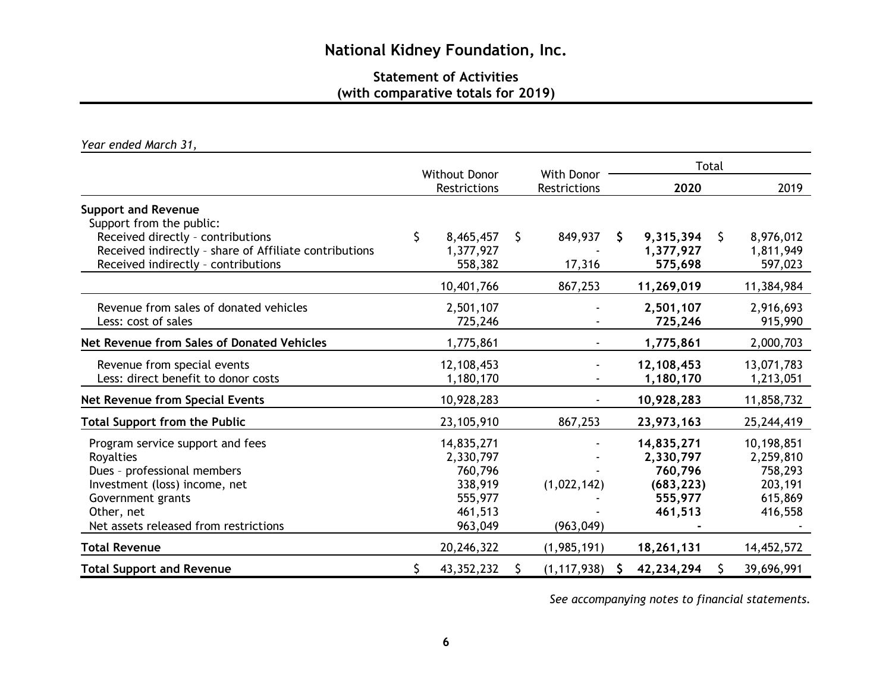# National Kidney Foundation, Inc.

## Statement of Activities
## (with comparative totals for 2019)

*Year ended March 31,*

| | Without Donor Restrictions | With Donor Restrictions | Total 2020 | Total 2019 |
|---|---|---|---|---|
| **Support and Revenue** | | | | |
| Support from the public: | | | | |
| Received directly – contributions | $ 8,465,457 | $ 849,937 | **$ 9,315,394** | $ 8,976,012 |
| Received indirectly – share of Affiliate contributions | 1,377,927 | - | **1,377,927** | 1,811,949 |
| Received indirectly – contributions | 558,382 | 17,316 | **575,698** | 597,023 |
| | 10,401,766 | 867,253 | **11,269,019** | 11,384,984 |
| Revenue from sales of donated vehicles | 2,501,107 | - | **2,501,107** | 2,916,693 |
| Less: cost of sales | 725,246 | - | **725,246** | 915,990 |
| **Net Revenue from Sales of Donated Vehicles** | 1,775,861 | - | **1,775,861** | 2,000,703 |
| Revenue from special events | 12,108,453 | - | **12,108,453** | 13,071,783 |
| Less: direct benefit to donor costs | 1,180,170 | - | **1,180,170** | 1,213,051 |
| **Net Revenue from Special Events** | 10,928,283 | - | **10,928,283** | 11,858,732 |
| **Total Support from the Public** | 23,105,910 | 867,253 | **23,973,163** | 25,244,419 |
| Program service support and fees | 14,835,271 | - | **14,835,271** | 10,198,851 |
| Royalties | 2,330,797 | - | **2,330,797** | 2,259,810 |
| Dues – professional members | 760,796 | - | **760,796** | 758,293 |
| Investment (loss) income, net | 338,919 | (1,022,142) | **(683,223)** | 203,191 |
| Government grants | 555,977 | - | **555,977** | 615,869 |
| Other, net | 461,513 | - | **461,513** | 416,558 |
| Net assets released from restrictions | 963,049 | (963,049) | **-** | - |
| **Total Revenue** | 20,246,322 | (1,985,191) | **18,261,131** | 14,452,572 |
| **Total Support and Revenue** | $ 43,352,232 | $ (1,117,938) | **$ 42,234,294** | $ 39,696,991 |

*See accompanying notes to financial statements.*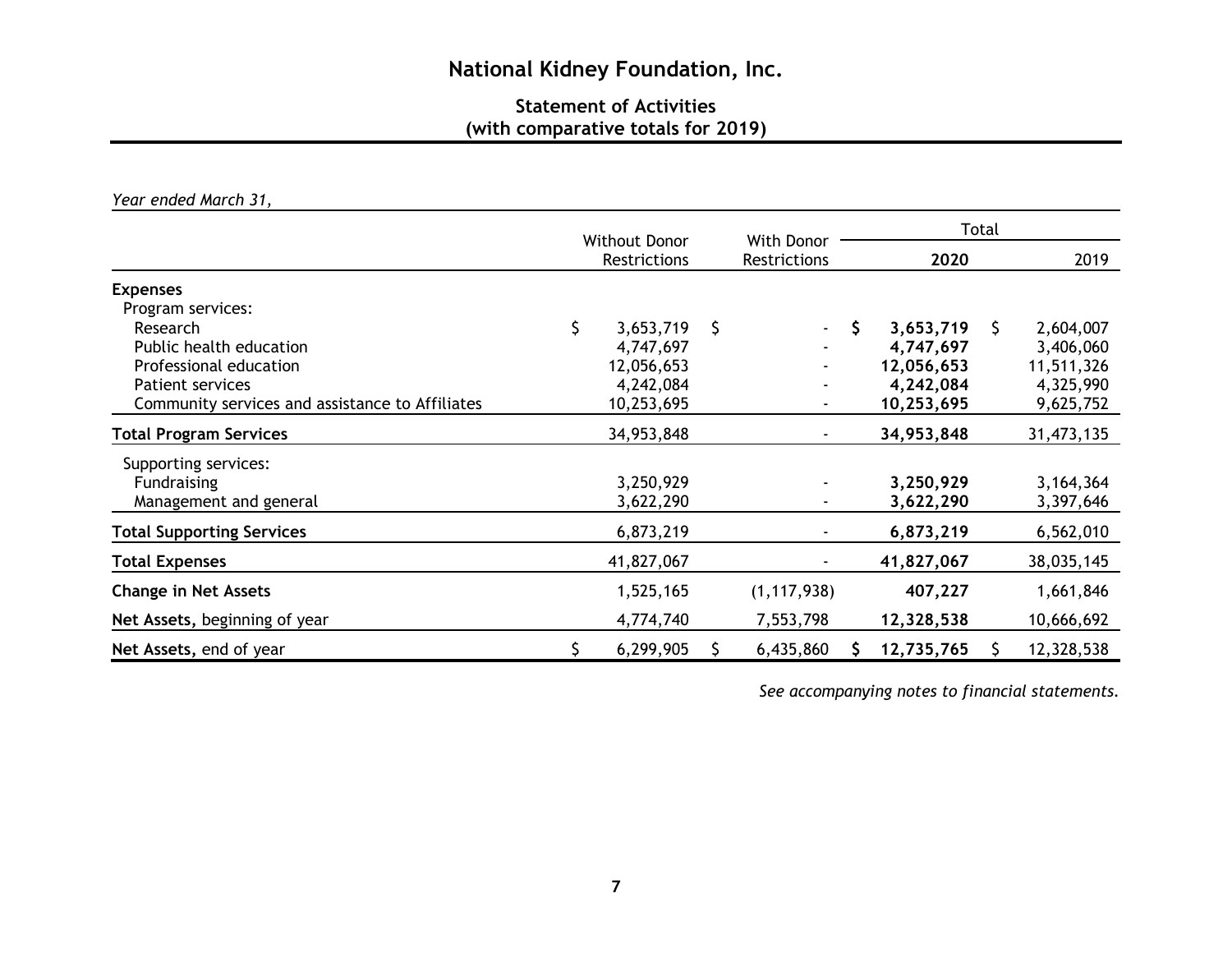# National Kidney Foundation, Inc.

## Statement of Activities
## (with comparative totals for 2019)

*Year ended March 31,*

| | Without Donor Restrictions | With Donor Restrictions | Total | |
|---|---|---|---|---|
| | | | **2020** | 2019 |
| **Expenses** | | | | |
| Program services: | | | | |
| Research | $ 3,653,719 | $ - | **$ 3,653,719** | $ 2,604,007 |
| Public health education | 4,747,697 | - | **4,747,697** | 3,406,060 |
| Professional education | 12,056,653 | - | **12,056,653** | 11,511,326 |
| Patient services | 4,242,084 | - | **4,242,084** | 4,325,990 |
| Community services and assistance to Affiliates | 10,253,695 | - | **10,253,695** | 9,625,752 |
| **Total Program Services** | 34,953,848 | - | **34,953,848** | 31,473,135 |
| Supporting services: | | | | |
| Fundraising | 3,250,929 | - | **3,250,929** | 3,164,364 |
| Management and general | 3,622,290 | - | **3,622,290** | 3,397,646 |
| **Total Supporting Services** | 6,873,219 | - | **6,873,219** | 6,562,010 |
| **Total Expenses** | 41,827,067 | - | **41,827,067** | 38,035,145 |
| **Change in Net Assets** | 1,525,165 | (1,117,938) | **407,227** | 1,661,846 |
| **Net Assets,** beginning of year | 4,774,740 | 7,553,798 | **12,328,538** | 10,666,692 |
| **Net Assets,** end of year | $ 6,299,905 | $ 6,435,860 | **$ 12,735,765** | $ 12,328,538 |

*See accompanying notes to financial statements.*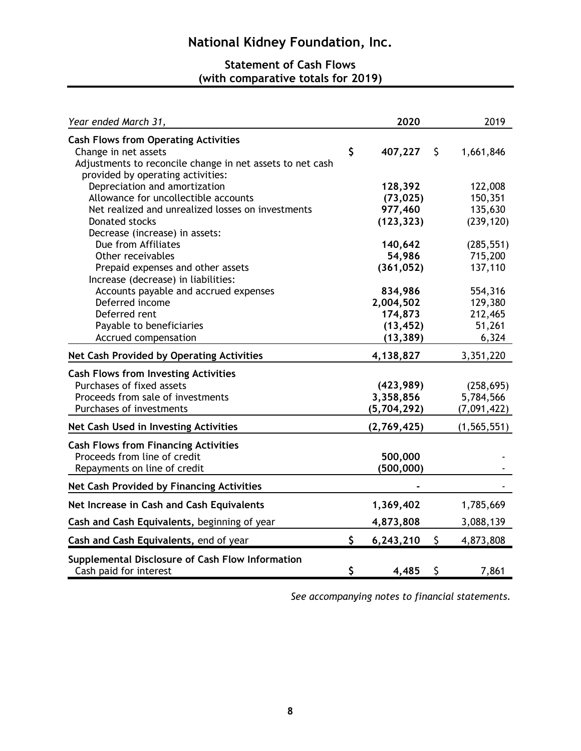# National Kidney Foundation, Inc.

## Statement of Cash Flows
## (with comparative totals for 2019)

| *Year ended March 31,* | **2020** | 2019 |
|---|---|---|
| **Cash Flows from Operating Activities** | | |
| Change in net assets | **$ 407,227** | $ 1,661,846 |
| Adjustments to reconcile change in net assets to net cash provided by operating activities: | | |
| Depreciation and amortization | **128,392** | 122,008 |
| Allowance for uncollectible accounts | **(73,025)** | 150,351 |
| Net realized and unrealized losses on investments | **977,460** | 135,630 |
| Donated stocks | **(123,323)** | (239,120) |
| Decrease (increase) in assets: | | |
| Due from Affiliates | **140,642** | (285,551) |
| Other receivables | **54,986** | 715,200 |
| Prepaid expenses and other assets | **(361,052)** | 137,110 |
| Increase (decrease) in liabilities: | | |
| Accounts payable and accrued expenses | **834,986** | 554,316 |
| Deferred income | **2,004,502** | 129,380 |
| Deferred rent | **174,873** | 212,465 |
| Payable to beneficiaries | **(13,452)** | 51,261 |
| Accrued compensation | **(13,389)** | 6,324 |
| **Net Cash Provided by Operating Activities** | **4,138,827** | 3,351,220 |
| **Cash Flows from Investing Activities** | | |
| Purchases of fixed assets | **(423,989)** | (258,695) |
| Proceeds from sale of investments | **3,358,856** | 5,784,566 |
| Purchases of investments | **(5,704,292)** | (7,091,422) |
| **Net Cash Used in Investing Activities** | **(2,769,425)** | (1,565,551) |
| **Cash Flows from Financing Activities** | | |
| Proceeds from line of credit | **500,000** | - |
| Repayments on line of credit | **(500,000)** | - |
| **Net Cash Provided by Financing Activities** | **-** | - |
| **Net Increase in Cash and Cash Equivalents** | **1,369,402** | 1,785,669 |
| **Cash and Cash Equivalents,** beginning of year | **4,873,808** | 3,088,139 |
| **Cash and Cash Equivalents,** end of year | **$ 6,243,210** | $ 4,873,808 |
| **Supplemental Disclosure of Cash Flow Information** | | |
| Cash paid for interest | **$ 4,485** | $ 7,861 |

*See accompanying notes to financial statements.*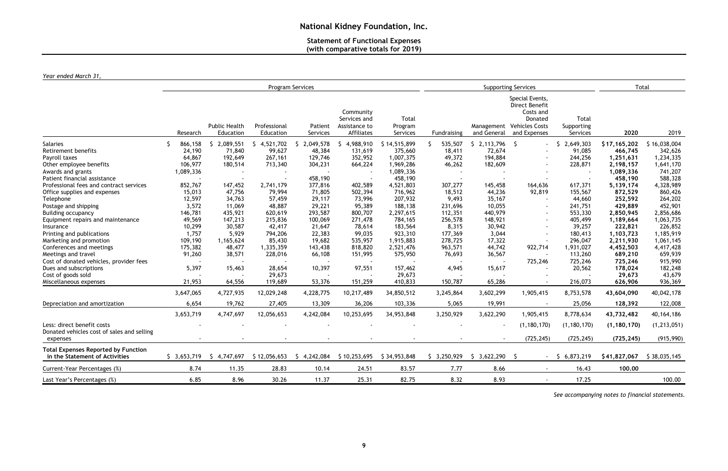# National Kidney Foundation, Inc.

## Statement of Functional Expenses (with comparative totals for 2019)

*Year ended March 31,*

| | Program Services | | | | | | Supporting Services | | | | Total | |
|---|---|---|---|---|---|---|---|---|---|---|---|---|
| | Research | Public Health Education | Professional Education | Patient Services | Community Services and Assistance to Affiliates | Total Program Services | Fundraising | Management and General | Special Events, Direct Benefit Costs and Donated Vehicles Costs and Expenses | Total Supporting Services | 2020 | 2019 |
| Salaries | $ 866,158 | $ 2,089,551 | $ 4,521,702 | $ 2,049,578 | $ 4,988,910 | $ 14,515,899 | $ 535,507 | $ 2,113,796 | $ - | $ 2,649,303 | **$ 17,165,202** | $ 16,038,004 |
| Retirement benefits | 24,190 | 71,840 | 99,627 | 48,384 | 131,619 | 375,660 | 18,411 | 72,674 | - | 91,085 | **466,745** | 342,626 |
| Payroll taxes | 64,867 | 192,649 | 267,161 | 129,746 | 352,952 | 1,007,375 | 49,372 | 194,884 | - | 244,256 | **1,251,631** | 1,234,335 |
| Other employee benefits | 106,977 | 180,514 | 713,340 | 304,231 | 664,224 | 1,969,286 | 46,262 | 182,609 | - | 228,871 | **2,198,157** | 1,641,170 |
| Awards and grants | 1,089,336 | - | - | - | - | 1,089,336 | - | - | - | - | **1,089,336** | 741,207 |
| Patient financial assistance | - | - | - | 458,190 | - | 458,190 | - | - | - | - | **458,190** | 588,328 |
| Professional fees and contract services | 852,767 | 147,452 | 2,741,179 | 377,816 | 402,589 | 4,521,803 | 307,277 | 145,458 | 164,636 | 617,371 | **5,139,174** | 4,328,989 |
| Office supplies and expenses | 15,013 | 47,756 | 79,994 | 71,805 | 502,394 | 716,962 | 18,512 | 44,236 | 92,819 | 155,567 | **872,529** | 860,426 |
| Telephone | 12,597 | 34,763 | 57,459 | 29,117 | 73,996 | 207,932 | 9,493 | 35,167 | - | 44,660 | **252,592** | 264,202 |
| Postage and shipping | 3,572 | 11,069 | 48,887 | 29,221 | 95,389 | 188,138 | 231,696 | 10,055 | - | 241,751 | **429,889** | 452,901 |
| Building occupancy | 146,781 | 435,921 | 620,619 | 293,587 | 800,707 | 2,297,615 | 112,351 | 440,979 | - | 553,330 | **2,850,945** | 2,856,686 |
| Equipment repairs and maintenance | 49,569 | 147,213 | 215,836 | 100,069 | 271,478 | 784,165 | 256,578 | 148,921 | - | 405,499 | **1,189,664** | 1,063,735 |
| Insurance | 10,299 | 30,587 | 42,417 | 21,647 | 78,614 | 183,564 | 8,315 | 30,942 | - | 39,257 | **222,821** | 226,852 |
| Printing and publications | 1,757 | 5,929 | 794,206 | 22,383 | 99,035 | 923,310 | 177,369 | 3,044 | - | 180,413 | **1,103,723** | 1,185,919 |
| Marketing and promotion | 109,190 | 1,165,624 | 85,430 | 19,682 | 535,957 | 1,915,883 | 278,725 | 17,322 | - | 296,047 | **2,211,930** | 1,061,145 |
| Conferences and meetings | 175,382 | 48,477 | 1,335,359 | 143,438 | 818,820 | 2,521,476 | 963,571 | 44,742 | 922,714 | 1,931,027 | **4,452,503** | 4,417,428 |
| Meetings and travel | 91,260 | 38,571 | 228,016 | 66,108 | 151,995 | 575,950 | 76,693 | 36,567 | - | 113,260 | **689,210** | 659,939 |
| Cost of donated vehicles, provider fees | - | - | - | - | - | - | - | - | 725,246 | 725,246 | **725,246** | 915,990 |
| Dues and subscriptions | 5,397 | 15,463 | 28,654 | 10,397 | 97,551 | 157,462 | 4,945 | 15,617 | - | 20,562 | **178,024** | 182,248 |
| Cost of goods sold | - | - | 29,673 | - | - | 29,673 | - | - | - | - | **29,673** | 43,679 |
| Miscellaneous expenses | 21,953 | 64,556 | 119,689 | 53,376 | 151,259 | 410,833 | 150,787 | 65,286 | - | 216,073 | **626,906** | 936,369 |
| | 3,647,065 | 4,727,935 | 12,029,248 | 4,228,775 | 10,217,489 | 34,850,512 | 3,245,864 | 3,602,299 | 1,905,415 | 8,753,578 | **43,604,090** | 40,042,178 |
| Depreciation and amortization | 6,654 | 19,762 | 27,405 | 13,309 | 36,206 | 103,336 | 5,065 | 19,991 | - | 25,056 | **128,392** | 122,008 |
| | 3,653,719 | 4,747,697 | 12,056,653 | 4,242,084 | 10,253,695 | 34,953,848 | 3,250,929 | 3,622,290 | 1,905,415 | 8,778,634 | **43,732,482** | 40,164,186 |
| Less: direct benefit costs | - | - | - | - | - | - | - | - | (1,180,170) | (1,180,170) | **(1,180,170)** | (1,213,051) |
| Donated vehicles cost of sales and selling expenses | - | - | - | - | - | - | - | - | (725,245) | (725,245) | **(725,245)** | (915,990) |
| **Total Expenses Reported by Function in the Statement of Activities** | $ 3,653,719 | $ 4,747,697 | $ 12,056,653 | $ 4,242,084 | $ 10,253,695 | $ 34,953,848 | $ 3,250,929 | $ 3,622,290 | $ - | $ 6,873,219 | **$ 41,827,067** | $ 38,035,145 |
| Current-Year Percentages (%) | 8.74 | 11.35 | 28.83 | 10.14 | 24.51 | 83.57 | 7.77 | 8.66 | - | 16.43 | **100.00** | |
| Last Year's Percentages (%) | 6.85 | 8.96 | 30.26 | 11.37 | 25.31 | 82.75 | 8.32 | 8.93 | - | 17.25 | | 100.00 |

*See accompanying notes to financial statements.*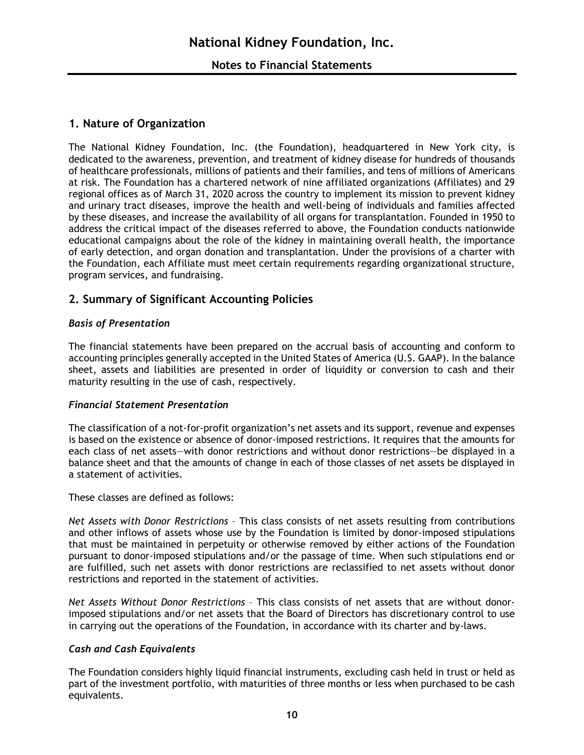## 1. Nature of Organization

The National Kidney Foundation, Inc. (the Foundation), headquartered in New York city, is dedicated to the awareness, prevention, and treatment of kidney disease for hundreds of thousands of healthcare professionals, millions of patients and their families, and tens of millions of Americans at risk. The Foundation has a chartered network of nine affiliated organizations (Affiliates) and 29 regional offices as of March 31, 2020 across the country to implement its mission to prevent kidney and urinary tract diseases, improve the health and well-being of individuals and families affected by these diseases, and increase the availability of all organs for transplantation. Founded in 1950 to address the critical impact of the diseases referred to above, the Foundation conducts nationwide educational campaigns about the role of the kidney in maintaining overall health, the importance of early detection, and organ donation and transplantation. Under the provisions of a charter with the Foundation, each Affiliate must meet certain requirements regarding organizational structure, program services, and fundraising.

## 2. Summary of Significant Accounting Policies

### *Basis of Presentation*

The financial statements have been prepared on the accrual basis of accounting and conform to accounting principles generally accepted in the United States of America (U.S. GAAP). In the balance sheet, assets and liabilities are presented in order of liquidity or conversion to cash and their maturity resulting in the use of cash, respectively.

### *Financial Statement Presentation*

The classification of a not-for-profit organization's net assets and its support, revenue and expenses is based on the existence or absence of donor-imposed restrictions. It requires that the amounts for each class of net assets—with donor restrictions and without donor restrictions—be displayed in a balance sheet and that the amounts of change in each of those classes of net assets be displayed in a statement of activities.

These classes are defined as follows:

*Net Assets with Donor Restrictions* – This class consists of net assets resulting from contributions and other inflows of assets whose use by the Foundation is limited by donor-imposed stipulations that must be maintained in perpetuity or otherwise removed by either actions of the Foundation pursuant to donor-imposed stipulations and/or the passage of time. When such stipulations end or are fulfilled, such net assets with donor restrictions are reclassified to net assets without donor restrictions and reported in the statement of activities.

*Net Assets Without Donor Restrictions* – This class consists of net assets that are without donor-imposed stipulations and/or net assets that the Board of Directors has discretionary control to use in carrying out the operations of the Foundation, in accordance with its charter and by-laws.

### *Cash and Cash Equivalents*

The Foundation considers highly liquid financial instruments, excluding cash held in trust or held as part of the investment portfolio, with maturities of three months or less when purchased to be cash equivalents.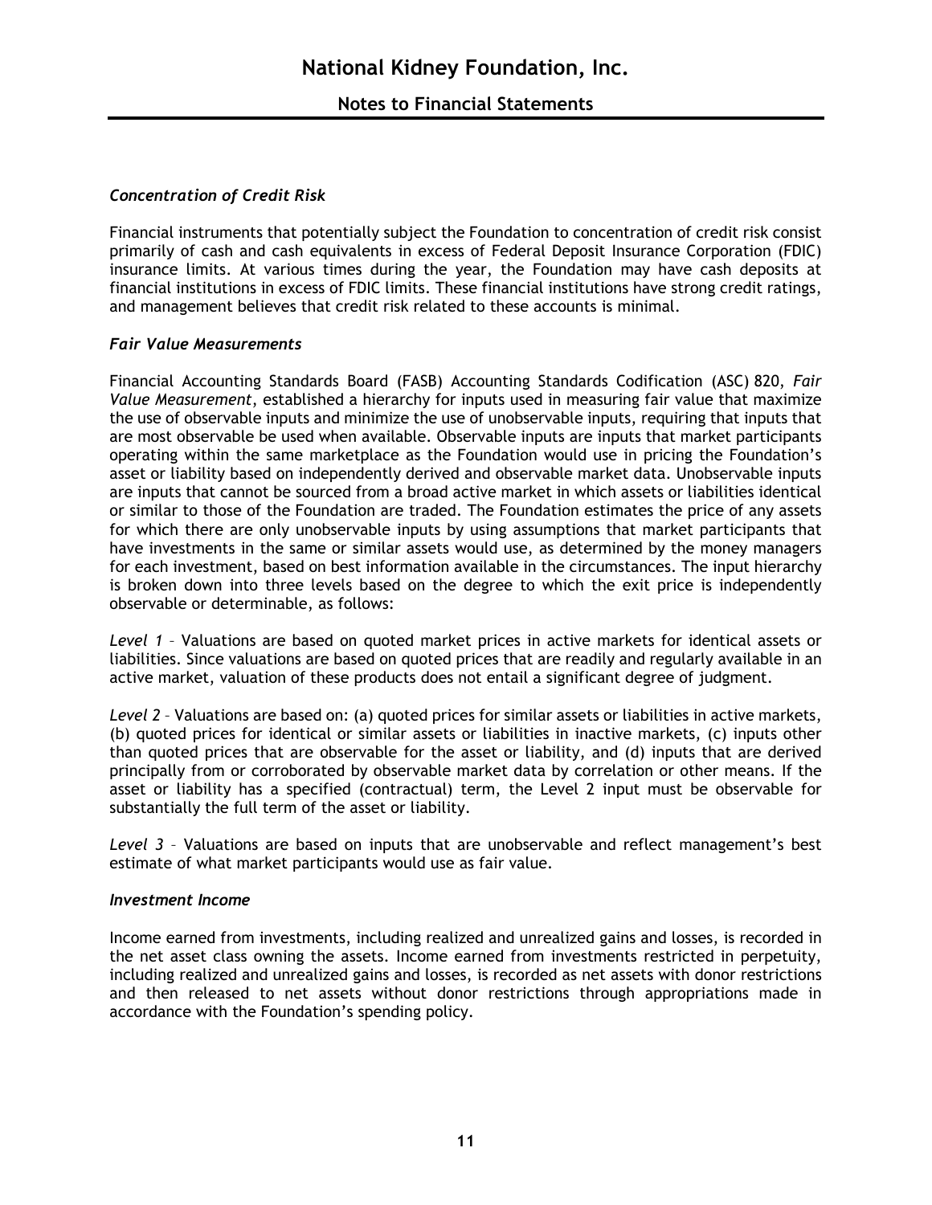### *Concentration of Credit Risk*

Financial instruments that potentially subject the Foundation to concentration of credit risk consist primarily of cash and cash equivalents in excess of Federal Deposit Insurance Corporation (FDIC) insurance limits. At various times during the year, the Foundation may have cash deposits at financial institutions in excess of FDIC limits. These financial institutions have strong credit ratings, and management believes that credit risk related to these accounts is minimal.

### *Fair Value Measurements*

Financial Accounting Standards Board (FASB) Accounting Standards Codification (ASC) 820, *Fair Value Measurement*, established a hierarchy for inputs used in measuring fair value that maximize the use of observable inputs and minimize the use of unobservable inputs, requiring that inputs that are most observable be used when available. Observable inputs are inputs that market participants operating within the same marketplace as the Foundation would use in pricing the Foundation's asset or liability based on independently derived and observable market data. Unobservable inputs are inputs that cannot be sourced from a broad active market in which assets or liabilities identical or similar to those of the Foundation are traded. The Foundation estimates the price of any assets for which there are only unobservable inputs by using assumptions that market participants that have investments in the same or similar assets would use, as determined by the money managers for each investment, based on best information available in the circumstances. The input hierarchy is broken down into three levels based on the degree to which the exit price is independently observable or determinable, as follows:

*Level 1* – Valuations are based on quoted market prices in active markets for identical assets or liabilities. Since valuations are based on quoted prices that are readily and regularly available in an active market, valuation of these products does not entail a significant degree of judgment.

*Level 2* – Valuations are based on: (a) quoted prices for similar assets or liabilities in active markets, (b) quoted prices for identical or similar assets or liabilities in inactive markets, (c) inputs other than quoted prices that are observable for the asset or liability, and (d) inputs that are derived principally from or corroborated by observable market data by correlation or other means. If the asset or liability has a specified (contractual) term, the Level 2 input must be observable for substantially the full term of the asset or liability.

*Level 3* – Valuations are based on inputs that are unobservable and reflect management's best estimate of what market participants would use as fair value.

### *Investment Income*

Income earned from investments, including realized and unrealized gains and losses, is recorded in the net asset class owning the assets. Income earned from investments restricted in perpetuity, including realized and unrealized gains and losses, is recorded as net assets with donor restrictions and then released to net assets without donor restrictions through appropriations made in accordance with the Foundation's spending policy.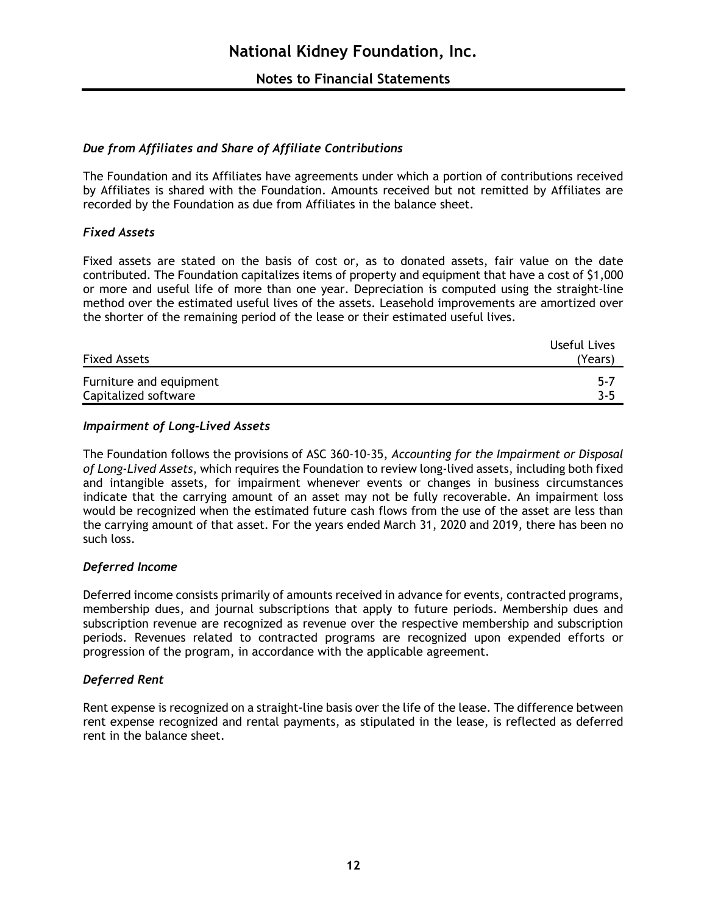### *Due from Affiliates and Share of Affiliate Contributions*

The Foundation and its Affiliates have agreements under which a portion of contributions received by Affiliates is shared with the Foundation. Amounts received but not remitted by Affiliates are recorded by the Foundation as due from Affiliates in the balance sheet.

### *Fixed Assets*

Fixed assets are stated on the basis of cost or, as to donated assets, fair value on the date contributed. The Foundation capitalizes items of property and equipment that have a cost of $1,000 or more and useful life of more than one year. Depreciation is computed using the straight-line method over the estimated useful lives of the assets. Leasehold improvements are amortized over the shorter of the remaining period of the lease or their estimated useful lives.

| Fixed Assets | Useful Lives (Years) |
|---|---|
| Furniture and equipment | 5-7 |
| Capitalized software | 3-5 |

### *Impairment of Long-Lived Assets*

The Foundation follows the provisions of ASC 360-10-35, *Accounting for the Impairment or Disposal of Long-Lived Assets*, which requires the Foundation to review long-lived assets, including both fixed and intangible assets, for impairment whenever events or changes in business circumstances indicate that the carrying amount of an asset may not be fully recoverable. An impairment loss would be recognized when the estimated future cash flows from the use of the asset are less than the carrying amount of that asset. For the years ended March 31, 2020 and 2019, there has been no such loss.

### *Deferred Income*

Deferred income consists primarily of amounts received in advance for events, contracted programs, membership dues, and journal subscriptions that apply to future periods. Membership dues and subscription revenue are recognized as revenue over the respective membership and subscription periods. Revenues related to contracted programs are recognized upon expended efforts or progression of the program, in accordance with the applicable agreement.

### *Deferred Rent*

Rent expense is recognized on a straight-line basis over the life of the lease. The difference between rent expense recognized and rental payments, as stipulated in the lease, is reflected as deferred rent in the balance sheet.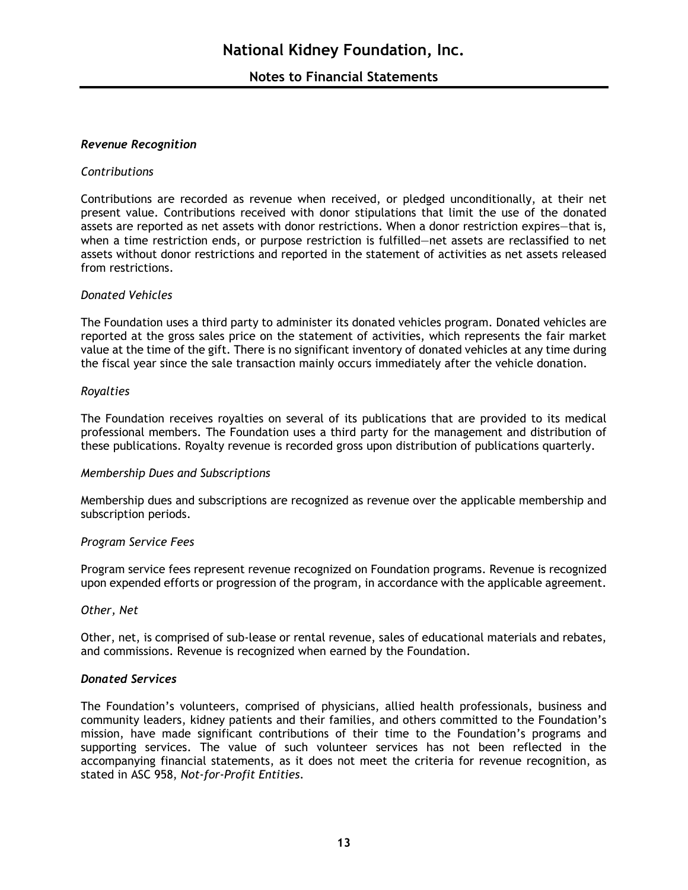### *Revenue Recognition*

*Contributions*

Contributions are recorded as revenue when received, or pledged unconditionally, at their net present value. Contributions received with donor stipulations that limit the use of the donated assets are reported as net assets with donor restrictions. When a donor restriction expires—that is, when a time restriction ends, or purpose restriction is fulfilled—net assets are reclassified to net assets without donor restrictions and reported in the statement of activities as net assets released from restrictions.

*Donated Vehicles*

The Foundation uses a third party to administer its donated vehicles program. Donated vehicles are reported at the gross sales price on the statement of activities, which represents the fair market value at the time of the gift. There is no significant inventory of donated vehicles at any time during the fiscal year since the sale transaction mainly occurs immediately after the vehicle donation.

*Royalties*

The Foundation receives royalties on several of its publications that are provided to its medical professional members. The Foundation uses a third party for the management and distribution of these publications. Royalty revenue is recorded gross upon distribution of publications quarterly.

*Membership Dues and Subscriptions*

Membership dues and subscriptions are recognized as revenue over the applicable membership and subscription periods.

*Program Service Fees*

Program service fees represent revenue recognized on Foundation programs. Revenue is recognized upon expended efforts or progression of the program, in accordance with the applicable agreement.

*Other, Net*

Other, net, is comprised of sub-lease or rental revenue, sales of educational materials and rebates, and commissions. Revenue is recognized when earned by the Foundation.

### *Donated Services*

The Foundation's volunteers, comprised of physicians, allied health professionals, business and community leaders, kidney patients and their families, and others committed to the Foundation's mission, have made significant contributions of their time to the Foundation's programs and supporting services. The value of such volunteer services has not been reflected in the accompanying financial statements, as it does not meet the criteria for revenue recognition, as stated in ASC 958, *Not-for-Profit Entities*.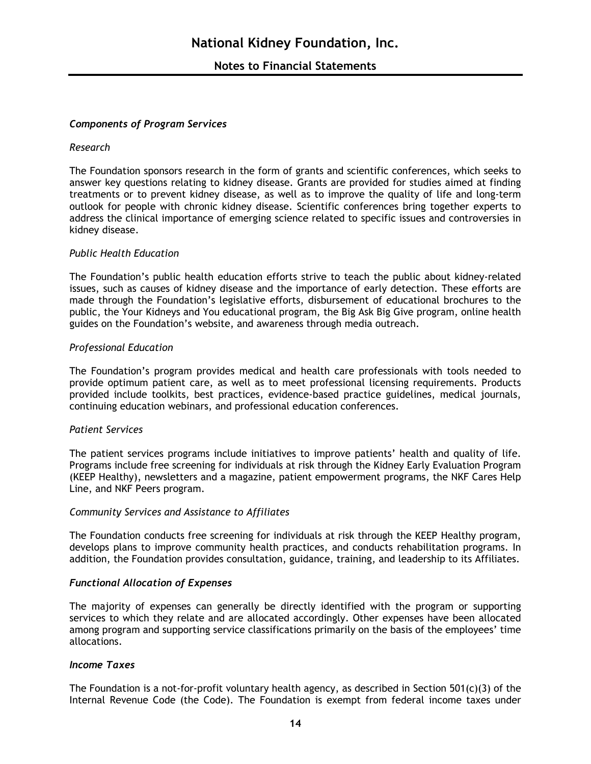### *Components of Program Services*

*Research*

The Foundation sponsors research in the form of grants and scientific conferences, which seeks to answer key questions relating to kidney disease. Grants are provided for studies aimed at finding treatments or to prevent kidney disease, as well as to improve the quality of life and long-term outlook for people with chronic kidney disease. Scientific conferences bring together experts to address the clinical importance of emerging science related to specific issues and controversies in kidney disease.

*Public Health Education*

The Foundation's public health education efforts strive to teach the public about kidney-related issues, such as causes of kidney disease and the importance of early detection. These efforts are made through the Foundation's legislative efforts, disbursement of educational brochures to the public, the Your Kidneys and You educational program, the Big Ask Big Give program, online health guides on the Foundation's website, and awareness through media outreach.

*Professional Education*

The Foundation's program provides medical and health care professionals with tools needed to provide optimum patient care, as well as to meet professional licensing requirements. Products provided include toolkits, best practices, evidence-based practice guidelines, medical journals, continuing education webinars, and professional education conferences.

*Patient Services*

The patient services programs include initiatives to improve patients' health and quality of life. Programs include free screening for individuals at risk through the Kidney Early Evaluation Program (KEEP Healthy), newsletters and a magazine, patient empowerment programs, the NKF Cares Help Line, and NKF Peers program.

*Community Services and Assistance to Affiliates*

The Foundation conducts free screening for individuals at risk through the KEEP Healthy program, develops plans to improve community health practices, and conducts rehabilitation programs. In addition, the Foundation provides consultation, guidance, training, and leadership to its Affiliates.

### *Functional Allocation of Expenses*

The majority of expenses can generally be directly identified with the program or supporting services to which they relate and are allocated accordingly. Other expenses have been allocated among program and supporting service classifications primarily on the basis of the employees' time allocations.

### *Income Taxes*

The Foundation is a not-for-profit voluntary health agency, as described in Section 501(c)(3) of the Internal Revenue Code (the Code). The Foundation is exempt from federal income taxes under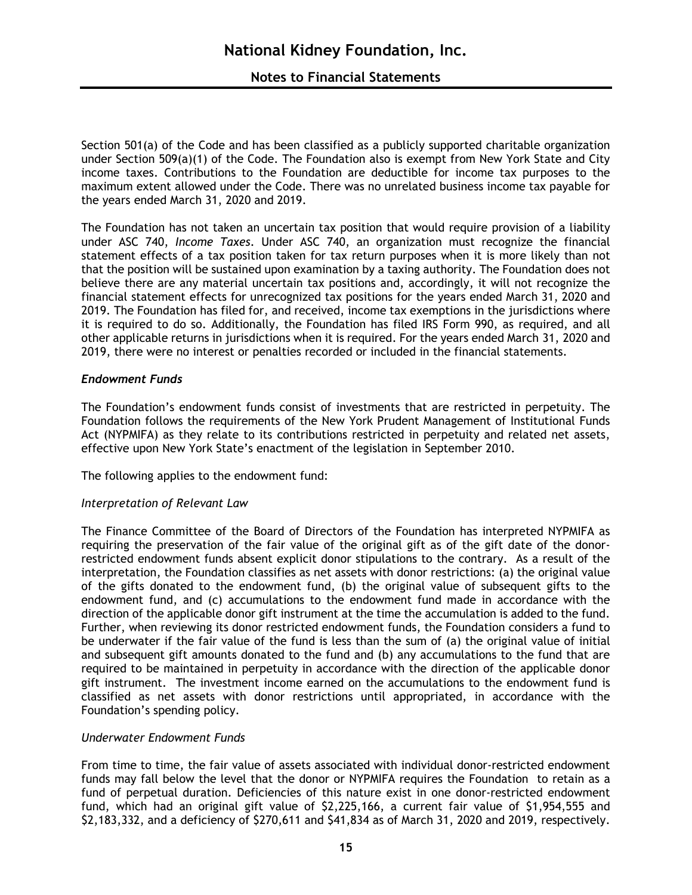Section 501(a) of the Code and has been classified as a publicly supported charitable organization under Section 509(a)(1) of the Code. The Foundation also is exempt from New York State and City income taxes. Contributions to the Foundation are deductible for income tax purposes to the maximum extent allowed under the Code. There was no unrelated business income tax payable for the years ended March 31, 2020 and 2019.

The Foundation has not taken an uncertain tax position that would require provision of a liability under ASC 740, *Income Taxes*. Under ASC 740, an organization must recognize the financial statement effects of a tax position taken for tax return purposes when it is more likely than not that the position will be sustained upon examination by a taxing authority. The Foundation does not believe there are any material uncertain tax positions and, accordingly, it will not recognize the financial statement effects for unrecognized tax positions for the years ended March 31, 2020 and 2019. The Foundation has filed for, and received, income tax exemptions in the jurisdictions where it is required to do so. Additionally, the Foundation has filed IRS Form 990, as required, and all other applicable returns in jurisdictions when it is required. For the years ended March 31, 2020 and 2019, there were no interest or penalties recorded or included in the financial statements.

### *Endowment Funds*

The Foundation's endowment funds consist of investments that are restricted in perpetuity. The Foundation follows the requirements of the New York Prudent Management of Institutional Funds Act (NYPMIFA) as they relate to its contributions restricted in perpetuity and related net assets, effective upon New York State's enactment of the legislation in September 2010.

The following applies to the endowment fund:

*Interpretation of Relevant Law*

The Finance Committee of the Board of Directors of the Foundation has interpreted NYPMIFA as requiring the preservation of the fair value of the original gift as of the gift date of the donor-restricted endowment funds absent explicit donor stipulations to the contrary. As a result of the interpretation, the Foundation classifies as net assets with donor restrictions: (a) the original value of the gifts donated to the endowment fund, (b) the original value of subsequent gifts to the endowment fund, and (c) accumulations to the endowment fund made in accordance with the direction of the applicable donor gift instrument at the time the accumulation is added to the fund. Further, when reviewing its donor restricted endowment funds, the Foundation considers a fund to be underwater if the fair value of the fund is less than the sum of (a) the original value of initial and subsequent gift amounts donated to the fund and (b) any accumulations to the fund that are required to be maintained in perpetuity in accordance with the direction of the applicable donor gift instrument. The investment income earned on the accumulations to the endowment fund is classified as net assets with donor restrictions until appropriated, in accordance with the Foundation's spending policy.

*Underwater Endowment Funds*

From time to time, the fair value of assets associated with individual donor-restricted endowment funds may fall below the level that the donor or NYPMIFA requires the Foundation to retain as a fund of perpetual duration. Deficiencies of this nature exist in one donor-restricted endowment fund, which had an original gift value of $2,225,166, a current fair value of $1,954,555 and $2,183,332, and a deficiency of $270,611 and $41,834 as of March 31, 2020 and 2019, respectively.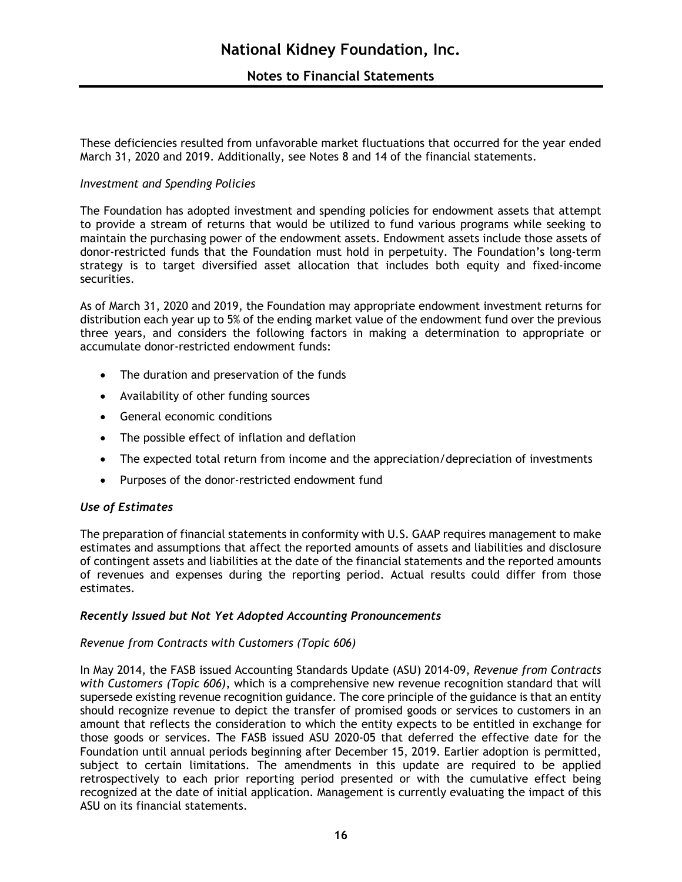These deficiencies resulted from unfavorable market fluctuations that occurred for the year ended March 31, 2020 and 2019. Additionally, see Notes 8 and 14 of the financial statements.

*Investment and Spending Policies*

The Foundation has adopted investment and spending policies for endowment assets that attempt to provide a stream of returns that would be utilized to fund various programs while seeking to maintain the purchasing power of the endowment assets. Endowment assets include those assets of donor-restricted funds that the Foundation must hold in perpetuity. The Foundation's long-term strategy is to target diversified asset allocation that includes both equity and fixed-income securities.

As of March 31, 2020 and 2019, the Foundation may appropriate endowment investment returns for distribution each year up to 5% of the ending market value of the endowment fund over the previous three years, and considers the following factors in making a determination to appropriate or accumulate donor-restricted endowment funds:

- The duration and preservation of the funds
- Availability of other funding sources
- General economic conditions
- The possible effect of inflation and deflation
- The expected total return from income and the appreciation/depreciation of investments
- Purposes of the donor-restricted endowment fund

### *Use of Estimates*

The preparation of financial statements in conformity with U.S. GAAP requires management to make estimates and assumptions that affect the reported amounts of assets and liabilities and disclosure of contingent assets and liabilities at the date of the financial statements and the reported amounts of revenues and expenses during the reporting period. Actual results could differ from those estimates.

### *Recently Issued but Not Yet Adopted Accounting Pronouncements*

*Revenue from Contracts with Customers (Topic 606)*

In May 2014, the FASB issued Accounting Standards Update (ASU) 2014-09, *Revenue from Contracts with Customers (Topic 606)*, which is a comprehensive new revenue recognition standard that will supersede existing revenue recognition guidance. The core principle of the guidance is that an entity should recognize revenue to depict the transfer of promised goods or services to customers in an amount that reflects the consideration to which the entity expects to be entitled in exchange for those goods or services. The FASB issued ASU 2020-05 that deferred the effective date for the Foundation until annual periods beginning after December 15, 2019. Earlier adoption is permitted, subject to certain limitations. The amendments in this update are required to be applied retrospectively to each prior reporting period presented or with the cumulative effect being recognized at the date of initial application. Management is currently evaluating the impact of this ASU on its financial statements.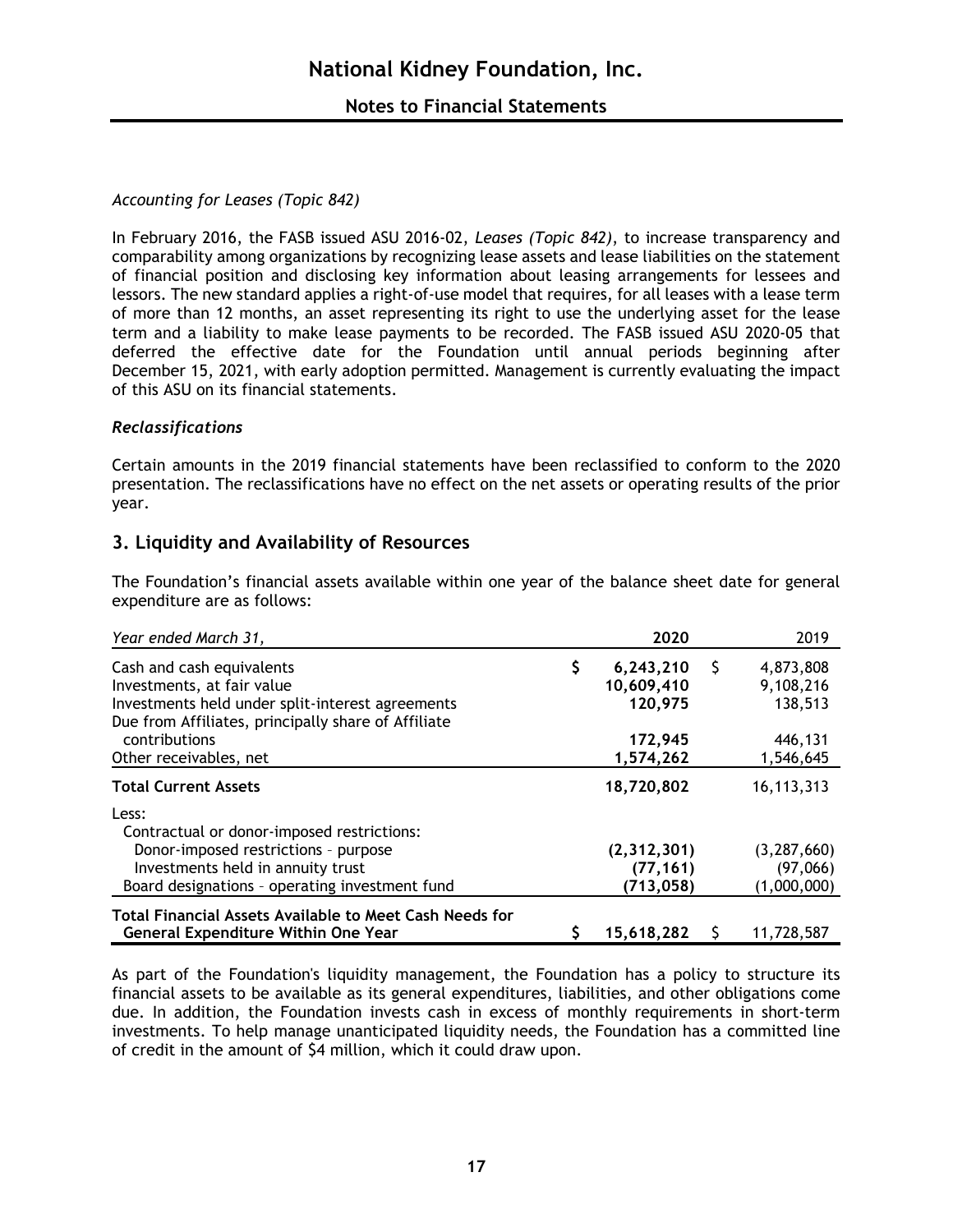*Accounting for Leases (Topic 842)*

In February 2016, the FASB issued ASU 2016-02, *Leases (Topic 842)*, to increase transparency and comparability among organizations by recognizing lease assets and lease liabilities on the statement of financial position and disclosing key information about leasing arrangements for lessees and lessors. The new standard applies a right-of-use model that requires, for all leases with a lease term of more than 12 months, an asset representing its right to use the underlying asset for the lease term and a liability to make lease payments to be recorded. The FASB issued ASU 2020-05 that deferred the effective date for the Foundation until annual periods beginning after December 15, 2021, with early adoption permitted. Management is currently evaluating the impact of this ASU on its financial statements.

***Reclassifications***

Certain amounts in the 2019 financial statements have been reclassified to conform to the 2020 presentation. The reclassifications have no effect on the net assets or operating results of the prior year.

## 3. Liquidity and Availability of Resources

The Foundation's financial assets available within one year of the balance sheet date for general expenditure are as follows:

| *Year ended March 31,* | **2020** | 2019 |
|---|---|---|
| Cash and cash equivalents | **$ 6,243,210** | $ 4,873,808 |
| Investments, at fair value | **10,609,410** | 9,108,216 |
| Investments held under split-interest agreements | **120,975** | 138,513 |
| Due from Affiliates, principally share of Affiliate contributions | **172,945** | 446,131 |
| Other receivables, net | **1,574,262** | 1,546,645 |
| **Total Current Assets** | **18,720,802** | 16,113,313 |
| Less: | | |
| Contractual or donor-imposed restrictions: | | |
| Donor-imposed restrictions – purpose | **(2,312,301)** | (3,287,660) |
| Investments held in annuity trust | **(77,161)** | (97,066) |
| Board designations – operating investment fund | **(713,058)** | (1,000,000) |
| **Total Financial Assets Available to Meet Cash Needs for General Expenditure Within One Year** | **$ 15,618,282** | $ 11,728,587 |

As part of the Foundation's liquidity management, the Foundation has a policy to structure its financial assets to be available as its general expenditures, liabilities, and other obligations come due. In addition, the Foundation invests cash in excess of monthly requirements in short-term investments. To help manage unanticipated liquidity needs, the Foundation has a committed line of credit in the amount of $4 million, which it could draw upon.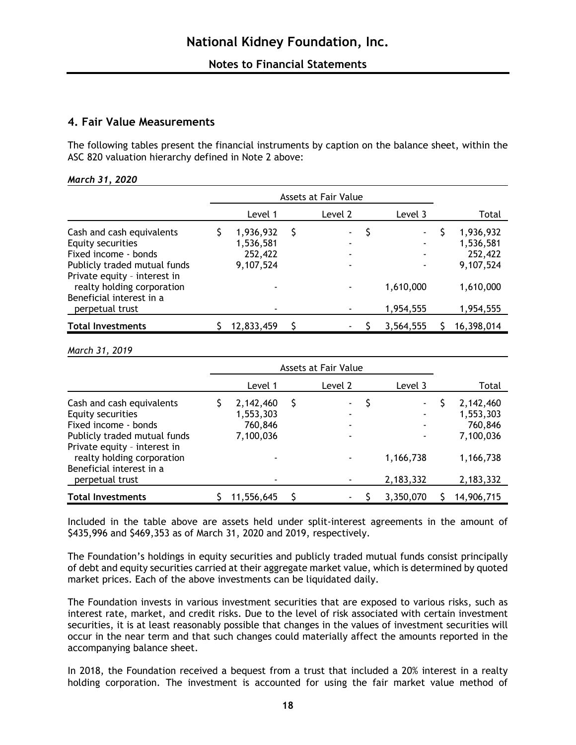## 4. Fair Value Measurements

The following tables present the financial instruments by caption on the balance sheet, within the ASC 820 valuation hierarchy defined in Note 2 above:

***March 31, 2020***

| | Assets at Fair Value | | | |
|---|---|---|---|---|
| | Level 1 | Level 2 | Level 3 | Total |
| Cash and cash equivalents | $ 1,936,932 | $ - | $ - | $ 1,936,932 |
| Equity securities | 1,536,581 | - | - | 1,536,581 |
| Fixed income - bonds | 252,422 | - | - | 252,422 |
| Publicly traded mutual funds | 9,107,524 | - | - | 9,107,524 |
| Private equity – interest in realty holding corporation | - | - | 1,610,000 | 1,610,000 |
| Beneficial interest in a perpetual trust | - | - | 1,954,555 | 1,954,555 |
| **Total Investments** | $ 12,833,459 | $ - | $ 3,564,555 | $ 16,398,014 |

*March 31, 2019*

| | Assets at Fair Value | | | |
|---|---|---|---|---|
| | Level 1 | Level 2 | Level 3 | Total |
| Cash and cash equivalents | $ 2,142,460 | $ - | $ - | $ 2,142,460 |
| Equity securities | 1,553,303 | - | - | 1,553,303 |
| Fixed income - bonds | 760,846 | - | - | 760,846 |
| Publicly traded mutual funds | 7,100,036 | - | - | 7,100,036 |
| Private equity – interest in realty holding corporation | - | - | 1,166,738 | 1,166,738 |
| Beneficial interest in a perpetual trust | - | - | 2,183,332 | 2,183,332 |
| **Total Investments** | $ 11,556,645 | $ - | $ 3,350,070 | $ 14,906,715 |

Included in the table above are assets held under split-interest agreements in the amount of $435,996 and $469,353 as of March 31, 2020 and 2019, respectively.

The Foundation's holdings in equity securities and publicly traded mutual funds consist principally of debt and equity securities carried at their aggregate market value, which is determined by quoted market prices. Each of the above investments can be liquidated daily.

The Foundation invests in various investment securities that are exposed to various risks, such as interest rate, market, and credit risks. Due to the level of risk associated with certain investment securities, it is at least reasonably possible that changes in the values of investment securities will occur in the near term and that such changes could materially affect the amounts reported in the accompanying balance sheet.

In 2018, the Foundation received a bequest from a trust that included a 20% interest in a realty holding corporation. The investment is accounted for using the fair market value method of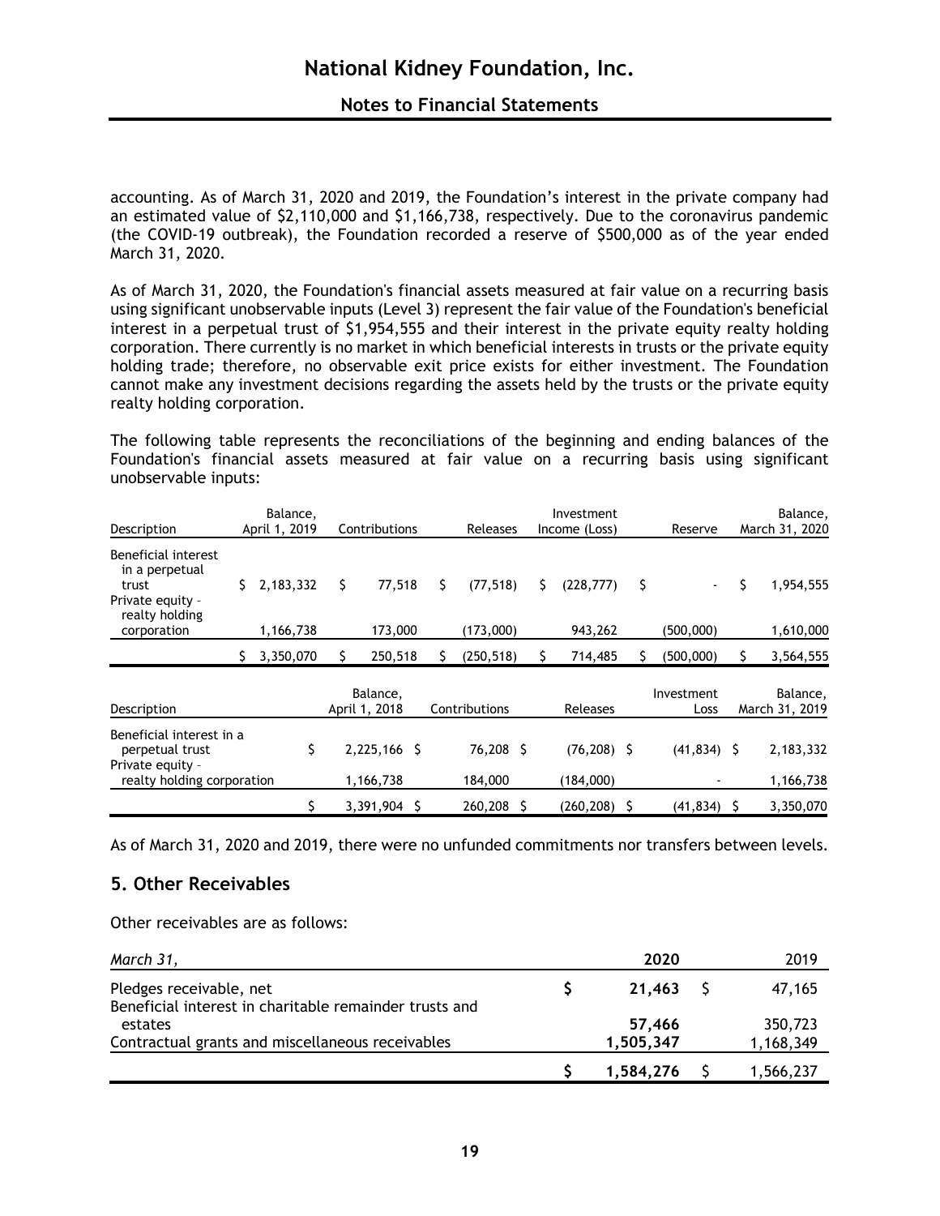accounting. As of March 31, 2020 and 2019, the Foundation's interest in the private company had an estimated value of $2,110,000 and $1,166,738, respectively. Due to the coronavirus pandemic (the COVID-19 outbreak), the Foundation recorded a reserve of $500,000 as of the year ended March 31, 2020.

As of March 31, 2020, the Foundation's financial assets measured at fair value on a recurring basis using significant unobservable inputs (Level 3) represent the fair value of the Foundation's beneficial interest in a perpetual trust of $1,954,555 and their interest in the private equity realty holding corporation. There currently is no market in which beneficial interests in trusts or the private equity holding trade; therefore, no observable exit price exists for either investment. The Foundation cannot make any investment decisions regarding the assets held by the trusts or the private equity realty holding corporation.

The following table represents the reconciliations of the beginning and ending balances of the Foundation's financial assets measured at fair value on a recurring basis using significant unobservable inputs:

| Description | Balance, April 1, 2019 | Contributions | Releases | Investment Income (Loss) | Reserve | Balance, March 31, 2020 |
|---|---|---|---|---|---|---|
| Beneficial interest in a perpetual trust | $ 2,183,332 | $ 77,518 | $ (77,518) | $ (228,777) | $ - | $ 1,954,555 |
| Private equity - realty holding corporation | 1,166,738 | 173,000 | (173,000) | 943,262 | (500,000) | 1,610,000 |
| | $ 3,350,070 | $ 250,518 | $ (250,518) | $ 714,485 | $ (500,000) | $ 3,564,555 |

| Description | Balance, April 1, 2018 | Contributions | Releases | Investment Loss | Balance, March 31, 2019 |
|---|---|---|---|---|---|
| Beneficial interest in a perpetual trust | $ 2,225,166 | $ 76,208 | $ (76,208) | $ (41,834) | $ 2,183,332 |
| Private equity - realty holding corporation | 1,166,738 | 184,000 | (184,000) | - | 1,166,738 |
| | $ 3,391,904 | $ 260,208 | $ (260,208) | $ (41,834) | $ 3,350,070 |

As of March 31, 2020 and 2019, there were no unfunded commitments nor transfers between levels.

## 5. Other Receivables

Other receivables are as follows:

| *March 31,* | **2020** | 2019 |
|---|---|---|
| Pledges receivable, net | **$ 21,463** | $ 47,165 |
| Beneficial interest in charitable remainder trusts and estates | **57,466** | 350,723 |
| Contractual grants and miscellaneous receivables | **1,505,347** | 1,168,349 |
| | **$ 1,584,276** | $ 1,566,237 |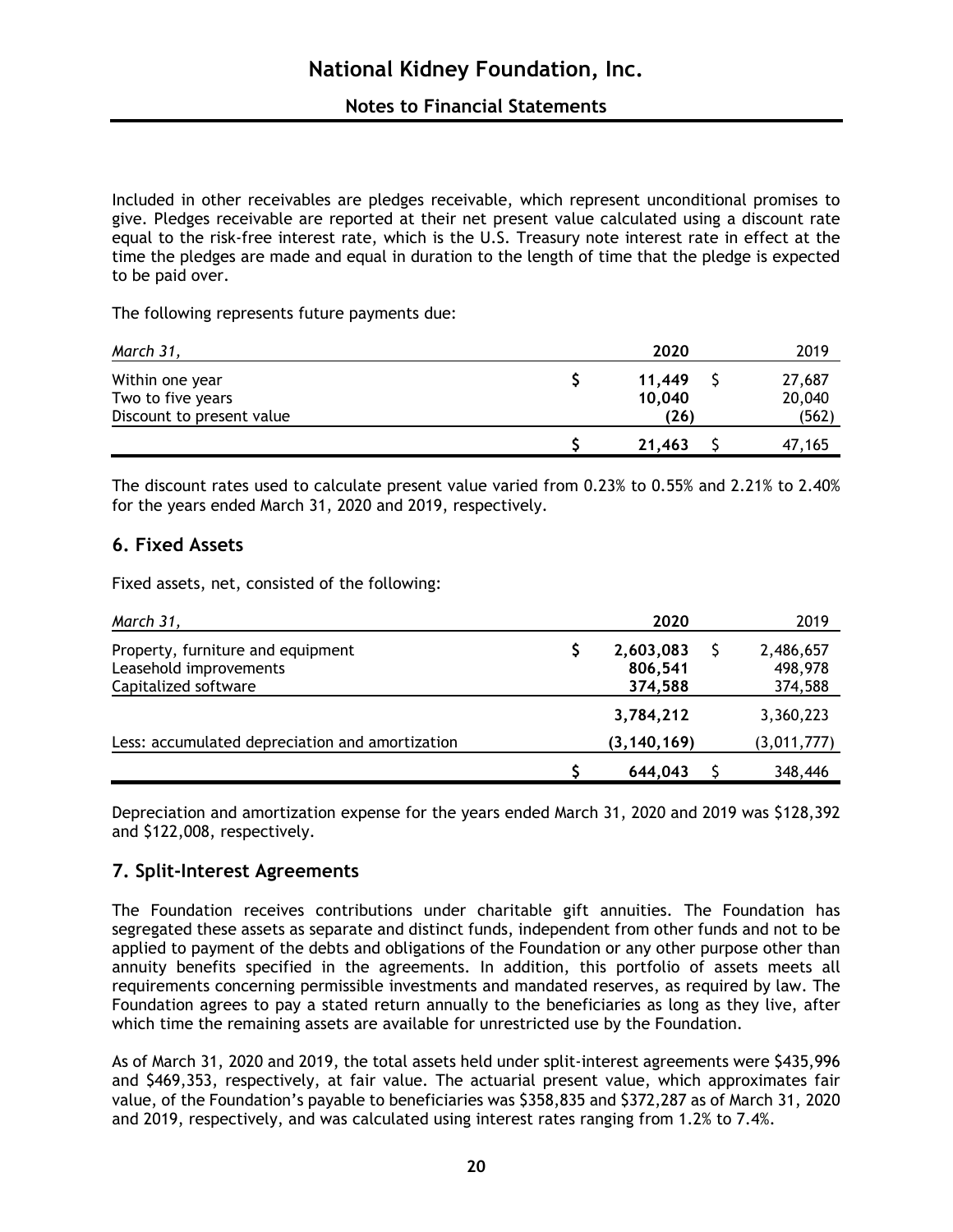Included in other receivables are pledges receivable, which represent unconditional promises to give. Pledges receivable are reported at their net present value calculated using a discount rate equal to the risk-free interest rate, which is the U.S. Treasury note interest rate in effect at the time the pledges are made and equal in duration to the length of time that the pledge is expected to be paid over.

The following represents future payments due:

| *March 31,* | **2020** | 2019 |
|---|---|---|
| Within one year | **$ 11,449** | $ 27,687 |
| Two to five years | **10,040** | 20,040 |
| Discount to present value | **(26)** | (562) |
| | **$ 21,463** | $ 47,165 |

The discount rates used to calculate present value varied from 0.23% to 0.55% and 2.21% to 2.40% for the years ended March 31, 2020 and 2019, respectively.

## 6. Fixed Assets

Fixed assets, net, consisted of the following:

| *March 31,* | **2020** | 2019 |
|---|---|---|
| Property, furniture and equipment | **$ 2,603,083** | $ 2,486,657 |
| Leasehold improvements | **806,541** | 498,978 |
| Capitalized software | **374,588** | 374,588 |
| | **3,784,212** | 3,360,223 |
| Less: accumulated depreciation and amortization | **(3,140,169)** | (3,011,777) |
| | **$ 644,043** | $ 348,446 |

Depreciation and amortization expense for the years ended March 31, 2020 and 2019 was $128,392 and $122,008, respectively.

## 7. Split-Interest Agreements

The Foundation receives contributions under charitable gift annuities. The Foundation has segregated these assets as separate and distinct funds, independent from other funds and not to be applied to payment of the debts and obligations of the Foundation or any other purpose other than annuity benefits specified in the agreements. In addition, this portfolio of assets meets all requirements concerning permissible investments and mandated reserves, as required by law. The Foundation agrees to pay a stated return annually to the beneficiaries as long as they live, after which time the remaining assets are available for unrestricted use by the Foundation.

As of March 31, 2020 and 2019, the total assets held under split-interest agreements were $435,996 and $469,353, respectively, at fair value. The actuarial present value, which approximates fair value, of the Foundation's payable to beneficiaries was $358,835 and $372,287 as of March 31, 2020 and 2019, respectively, and was calculated using interest rates ranging from 1.2% to 7.4%.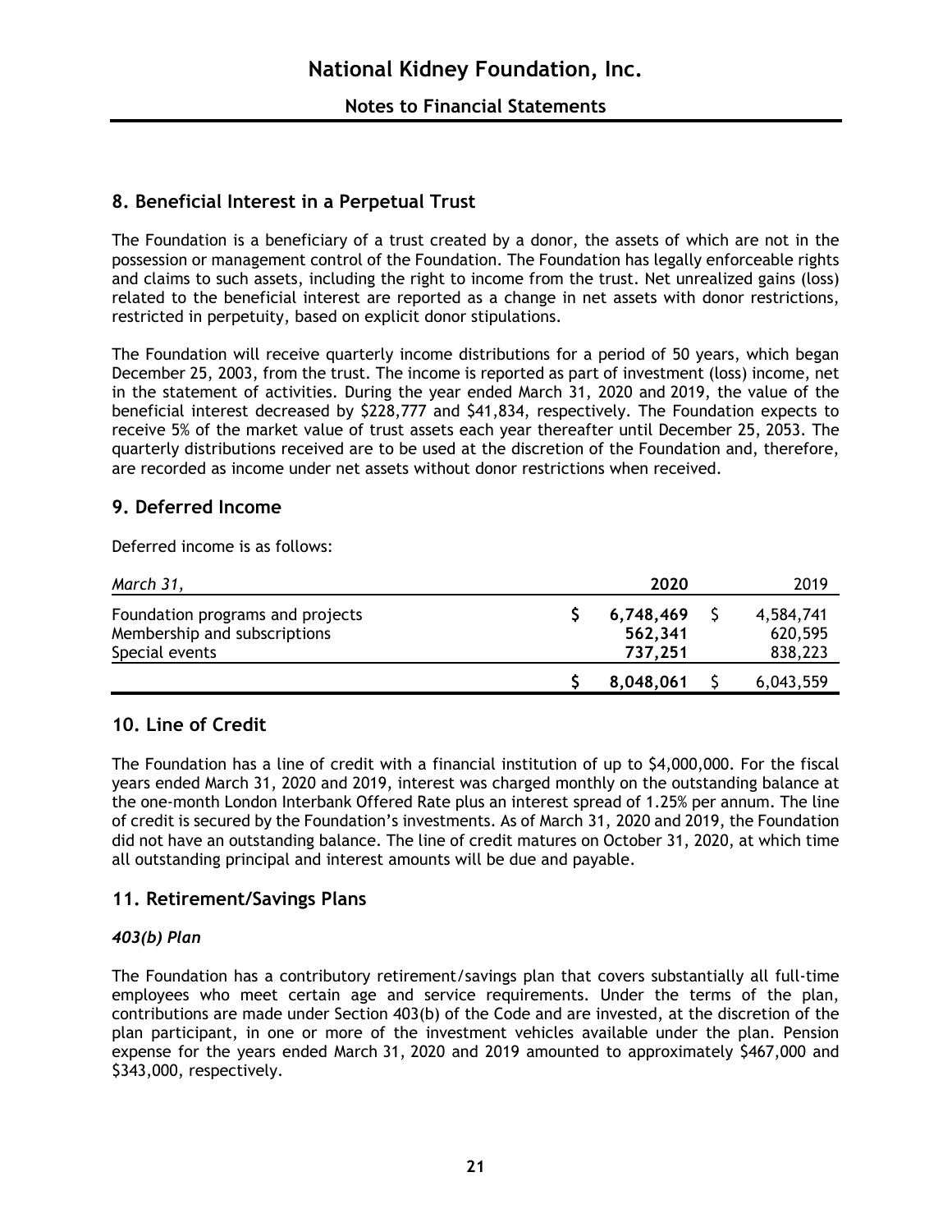## 8. Beneficial Interest in a Perpetual Trust

The Foundation is a beneficiary of a trust created by a donor, the assets of which are not in the possession or management control of the Foundation. The Foundation has legally enforceable rights and claims to such assets, including the right to income from the trust. Net unrealized gains (loss) related to the beneficial interest are reported as a change in net assets with donor restrictions, restricted in perpetuity, based on explicit donor stipulations.

The Foundation will receive quarterly income distributions for a period of 50 years, which began December 25, 2003, from the trust. The income is reported as part of investment (loss) income, net in the statement of activities. During the year ended March 31, 2020 and 2019, the value of the beneficial interest decreased by $228,777 and $41,834, respectively. The Foundation expects to receive 5% of the market value of trust assets each year thereafter until December 25, 2053. The quarterly distributions received are to be used at the discretion of the Foundation and, therefore, are recorded as income under net assets without donor restrictions when received.

## 9. Deferred Income

Deferred income is as follows:

| *March 31,* | **2020** | 2019 |
|---|---|---|
| Foundation programs and projects | **$ 6,748,469** | $ 4,584,741 |
| Membership and subscriptions | **562,341** | 620,595 |
| Special events | **737,251** | 838,223 |
| | **$ 8,048,061** | $ 6,043,559 |

## 10. Line of Credit

The Foundation has a line of credit with a financial institution of up to $4,000,000. For the fiscal years ended March 31, 2020 and 2019, interest was charged monthly on the outstanding balance at the one-month London Interbank Offered Rate plus an interest spread of 1.25% per annum. The line of credit is secured by the Foundation's investments. As of March 31, 2020 and 2019, the Foundation did not have an outstanding balance. The line of credit matures on October 31, 2020, at which time all outstanding principal and interest amounts will be due and payable.

## 11. Retirement/Savings Plans

### *403(b) Plan*

The Foundation has a contributory retirement/savings plan that covers substantially all full-time employees who meet certain age and service requirements. Under the terms of the plan, contributions are made under Section 403(b) of the Code and are invested, at the discretion of the plan participant, in one or more of the investment vehicles available under the plan. Pension expense for the years ended March 31, 2020 and 2019 amounted to approximately $467,000 and $343,000, respectively.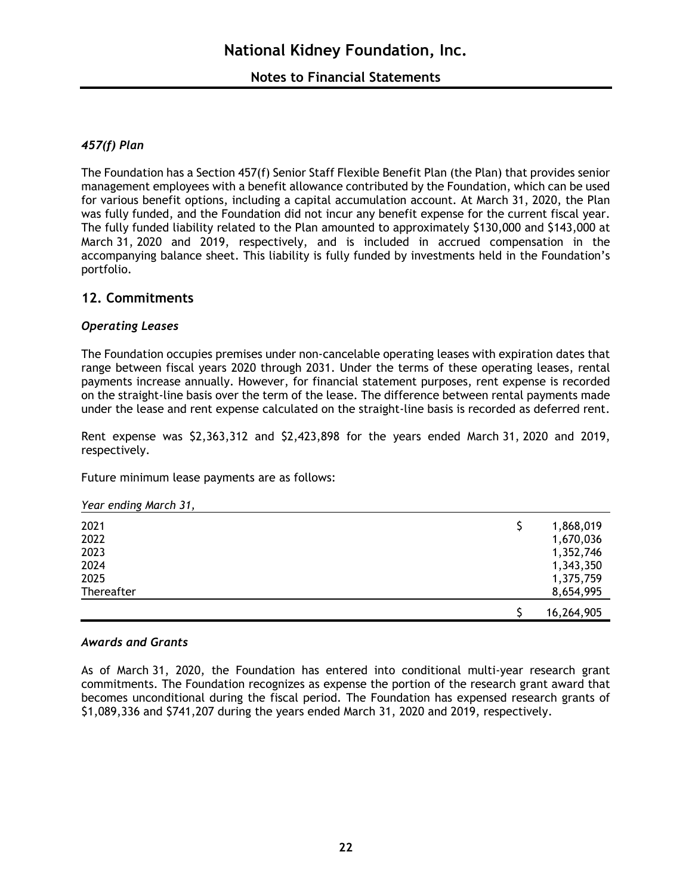### *457(f) Plan*

The Foundation has a Section 457(f) Senior Staff Flexible Benefit Plan (the Plan) that provides senior management employees with a benefit allowance contributed by the Foundation, which can be used for various benefit options, including a capital accumulation account. At March 31, 2020, the Plan was fully funded, and the Foundation did not incur any benefit expense for the current fiscal year. The fully funded liability related to the Plan amounted to approximately $130,000 and $143,000 at March 31, 2020 and 2019, respectively, and is included in accrued compensation in the accompanying balance sheet. This liability is fully funded by investments held in the Foundation's portfolio.

## 12. Commitments

### *Operating Leases*

The Foundation occupies premises under non-cancelable operating leases with expiration dates that range between fiscal years 2020 through 2031. Under the terms of these operating leases, rental payments increase annually. However, for financial statement purposes, rent expense is recorded on the straight-line basis over the term of the lease. The difference between rental payments made under the lease and rent expense calculated on the straight-line basis is recorded as deferred rent.

Rent expense was $2,363,312 and $2,423,898 for the years ended March 31, 2020 and 2019, respectively.

Future minimum lease payments are as follows:

| *Year ending March 31,* | |
|---|---|
| 2021 | $ 1,868,019 |
| 2022 | 1,670,036 |
| 2023 | 1,352,746 |
| 2024 | 1,343,350 |
| 2025 | 1,375,759 |
| Thereafter | 8,654,995 |
| | $ 16,264,905 |

### *Awards and Grants*

As of March 31, 2020, the Foundation has entered into conditional multi-year research grant commitments. The Foundation recognizes as expense the portion of the research grant award that becomes unconditional during the fiscal period. The Foundation has expensed research grants of $1,089,336 and $741,207 during the years ended March 31, 2020 and 2019, respectively.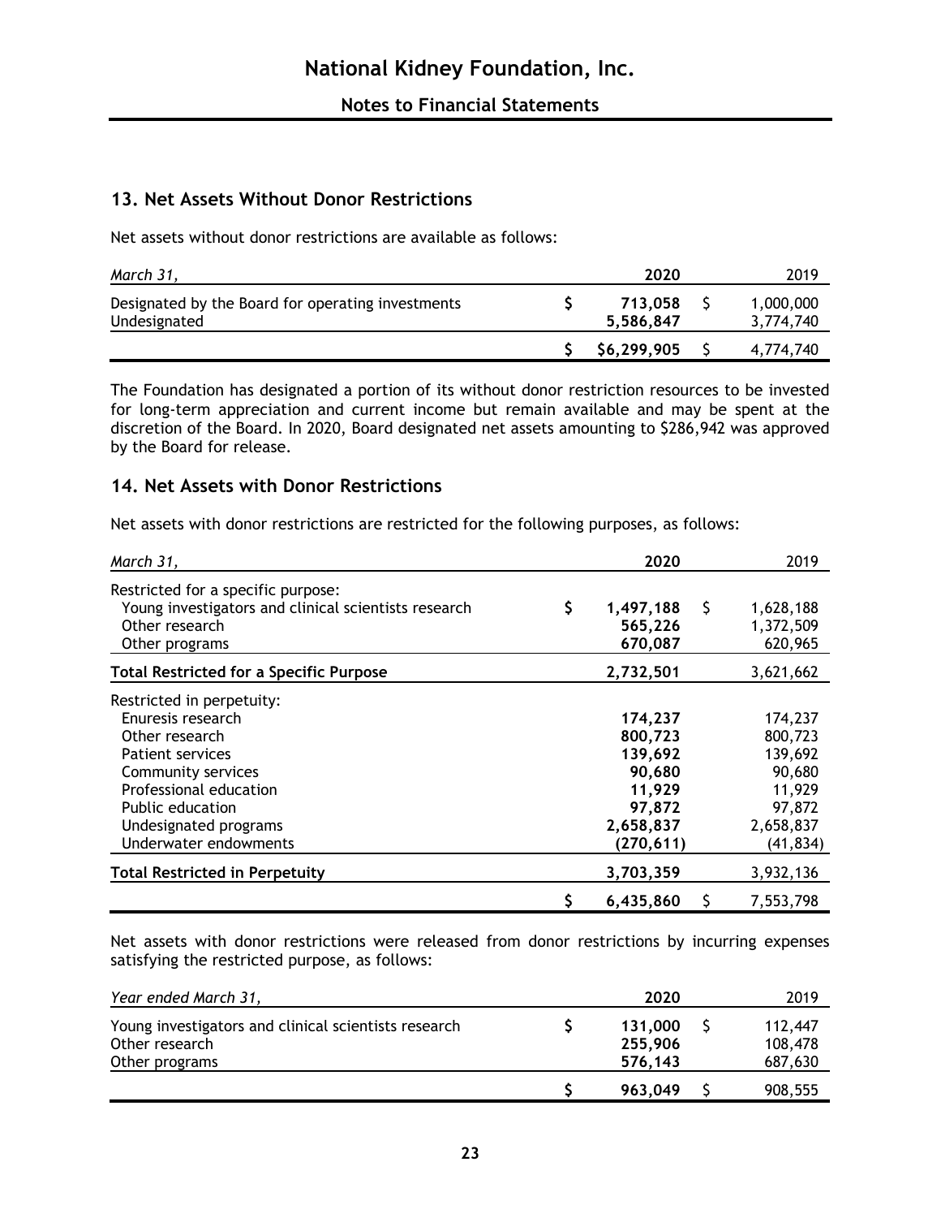# National Kidney Foundation, Inc.

## Notes to Financial Statements

### 13. Net Assets Without Donor Restrictions

Net assets without donor restrictions are available as follows:

| *March 31,* | **2020** | 2019 |
|---|---|---|
| Designated by the Board for operating investments | **$ 713,058** | $ 1,000,000 |
| Undesignated | **5,586,847** | 3,774,740 |
| | **$ $6,299,905** | $ 4,774,740 |

The Foundation has designated a portion of its without donor restriction resources to be invested for long-term appreciation and current income but remain available and may be spent at the discretion of the Board. In 2020, Board designated net assets amounting to $286,942 was approved by the Board for release.

### 14. Net Assets with Donor Restrictions

Net assets with donor restrictions are restricted for the following purposes, as follows:

| *March 31,* | **2020** | 2019 |
|---|---|---|
| Restricted for a specific purpose: | | |
| Young investigators and clinical scientists research | **$ 1,497,188** | $ 1,628,188 |
| Other research | **565,226** | 1,372,509 |
| Other programs | **670,087** | 620,965 |
| **Total Restricted for a Specific Purpose** | **2,732,501** | 3,621,662 |
| Restricted in perpetuity: | | |
| Enuresis research | **174,237** | 174,237 |
| Other research | **800,723** | 800,723 |
| Patient services | **139,692** | 139,692 |
| Community services | **90,680** | 90,680 |
| Professional education | **11,929** | 11,929 |
| Public education | **97,872** | 97,872 |
| Undesignated programs | **2,658,837** | 2,658,837 |
| Underwater endowments | **(270,611)** | (41,834) |
| **Total Restricted in Perpetuity** | **3,703,359** | 3,932,136 |
| | **$ 6,435,860** | $ 7,553,798 |

Net assets with donor restrictions were released from donor restrictions by incurring expenses satisfying the restricted purpose, as follows:

| *Year ended March 31,* | **2020** | 2019 |
|---|---|---|
| Young investigators and clinical scientists research | **$ 131,000** | $ 112,447 |
| Other research | **255,906** | 108,478 |
| Other programs | **576,143** | 687,630 |
| | **$ 963,049** | $ 908,555 |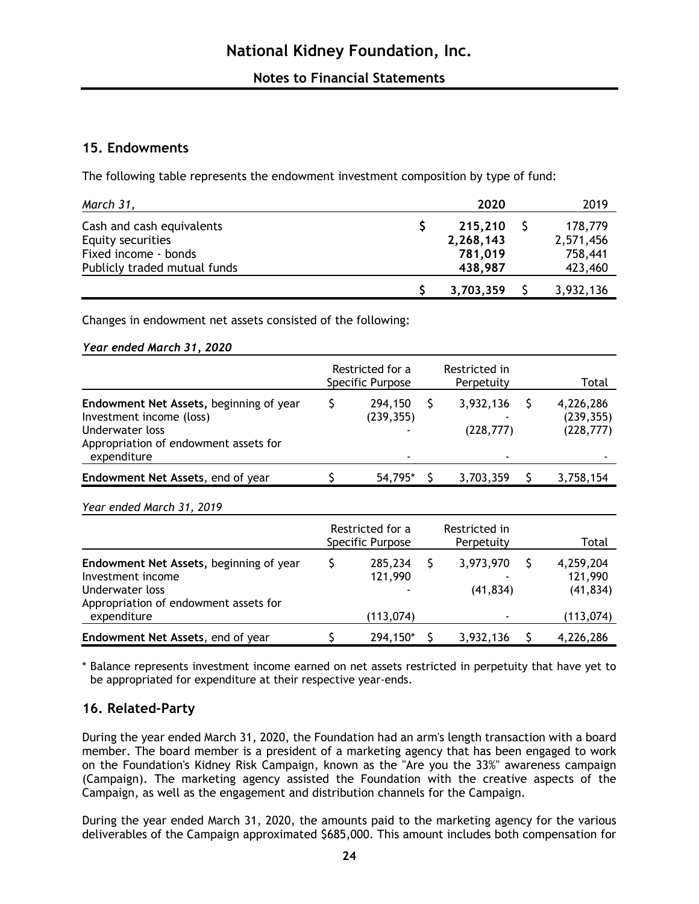## 15. Endowments

The following table represents the endowment investment composition by type of fund:

| *March 31,* | **2020** | 2019 |
|---|---|---|
| Cash and cash equivalents | **$ 215,210** | $ 178,779 |
| Equity securities | **2,268,143** | 2,571,456 |
| Fixed income - bonds | **781,019** | 758,441 |
| Publicly traded mutual funds | **438,987** | 423,460 |
| | **$ 3,703,359** | $ 3,932,136 |

Changes in endowment net assets consisted of the following:

***Year ended March 31, 2020***

| | Restricted for a Specific Purpose | Restricted in Perpetuity | Total |
|---|---|---|---|
| **Endowment Net Assets,** beginning of year | $ 294,150 | $ 3,932,136 | $ 4,226,286 |
| Investment income (loss) | (239,355) | - | (239,355) |
| Underwater loss | - | (228,777) | (228,777) |
| Appropriation of endowment assets for expenditure | - | - | - |
| **Endowment Net Assets,** end of year | $ 54,795* | $ 3,703,359 | $ 3,758,154 |

*Year ended March 31, 2019*

| | Restricted for a Specific Purpose | Restricted in Perpetuity | Total |
|---|---|---|---|
| **Endowment Net Assets,** beginning of year | $ 285,234 | $ 3,973,970 | $ 4,259,204 |
| Investment income | 121,990 | - | 121,990 |
| Underwater loss | - | (41,834) | (41,834) |
| Appropriation of endowment assets for expenditure | (113,074) | - | (113,074) |
| **Endowment Net Assets,** end of year | $ 294,150* | $ 3,932,136 | $ 4,226,286 |

* Balance represents investment income earned on net assets restricted in perpetuity that have yet to be appropriated for expenditure at their respective year-ends.

## 16. Related-Party

During the year ended March 31, 2020, the Foundation had an arm's length transaction with a board member. The board member is a president of a marketing agency that has been engaged to work on the Foundation's Kidney Risk Campaign, known as the "Are you the 33%" awareness campaign (Campaign). The marketing agency assisted the Foundation with the creative aspects of the Campaign, as well as the engagement and distribution channels for the Campaign.

During the year ended March 31, 2020, the amounts paid to the marketing agency for the various deliverables of the Campaign approximated $685,000. This amount includes both compensation for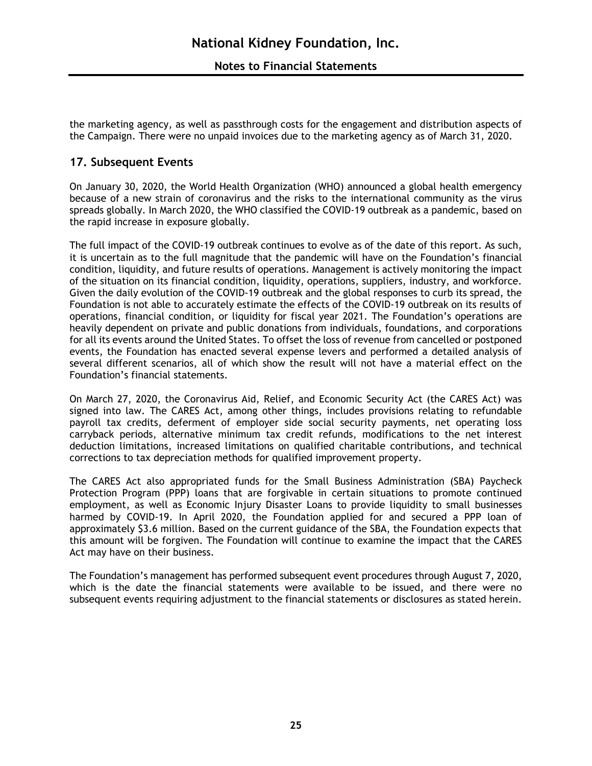the marketing agency, as well as passthrough costs for the engagement and distribution aspects of the Campaign. There were no unpaid invoices due to the marketing agency as of March 31, 2020.

## 17. Subsequent Events

On January 30, 2020, the World Health Organization (WHO) announced a global health emergency because of a new strain of coronavirus and the risks to the international community as the virus spreads globally. In March 2020, the WHO classified the COVID-19 outbreak as a pandemic, based on the rapid increase in exposure globally.

The full impact of the COVID-19 outbreak continues to evolve as of the date of this report. As such, it is uncertain as to the full magnitude that the pandemic will have on the Foundation's financial condition, liquidity, and future results of operations. Management is actively monitoring the impact of the situation on its financial condition, liquidity, operations, suppliers, industry, and workforce. Given the daily evolution of the COVID-19 outbreak and the global responses to curb its spread, the Foundation is not able to accurately estimate the effects of the COVID-19 outbreak on its results of operations, financial condition, or liquidity for fiscal year 2021. The Foundation's operations are heavily dependent on private and public donations from individuals, foundations, and corporations for all its events around the United States. To offset the loss of revenue from cancelled or postponed events, the Foundation has enacted several expense levers and performed a detailed analysis of several different scenarios, all of which show the result will not have a material effect on the Foundation's financial statements.

On March 27, 2020, the Coronavirus Aid, Relief, and Economic Security Act (the CARES Act) was signed into law. The CARES Act, among other things, includes provisions relating to refundable payroll tax credits, deferment of employer side social security payments, net operating loss carryback periods, alternative minimum tax credit refunds, modifications to the net interest deduction limitations, increased limitations on qualified charitable contributions, and technical corrections to tax depreciation methods for qualified improvement property.

The CARES Act also appropriated funds for the Small Business Administration (SBA) Paycheck Protection Program (PPP) loans that are forgivable in certain situations to promote continued employment, as well as Economic Injury Disaster Loans to provide liquidity to small businesses harmed by COVID-19. In April 2020, the Foundation applied for and secured a PPP loan of approximately $3.6 million. Based on the current guidance of the SBA, the Foundation expects that this amount will be forgiven. The Foundation will continue to examine the impact that the CARES Act may have on their business.

The Foundation's management has performed subsequent event procedures through August 7, 2020, which is the date the financial statements were available to be issued, and there were no subsequent events requiring adjustment to the financial statements or disclosures as stated herein.